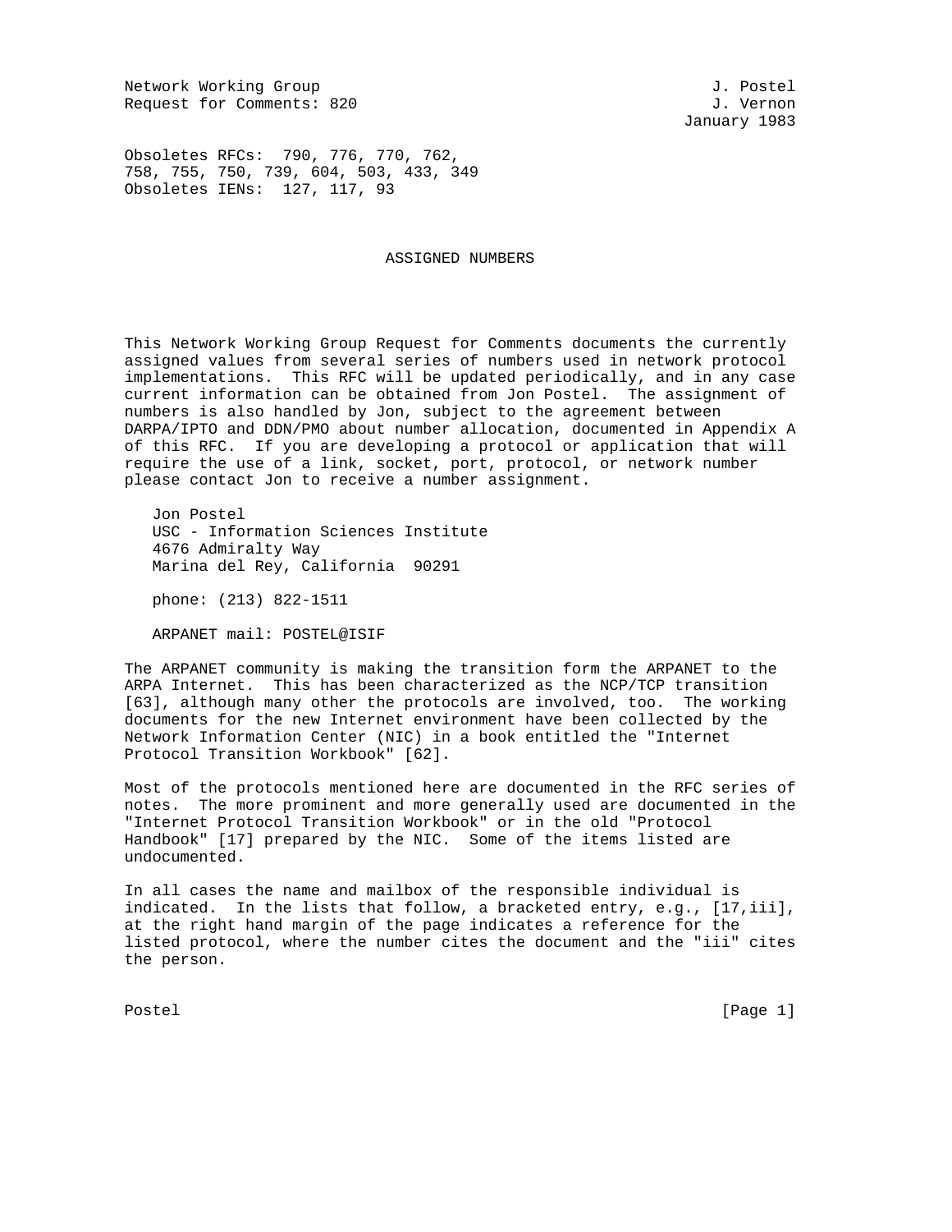Network Working Group J. Postel
Request for Comments: 820 J. Vernon
January 1983

Obsoletes RFCs: 790, 776, 770, 762,
758, 755, 750, 739, 604, 503, 433, 349
Obsoletes IENs: 127, 117, 93

# ASSIGNED NUMBERS

This Network Working Group Request for Comments documents the currently assigned values from several series of numbers used in network protocol implementations. This RFC will be updated periodically, and in any case current information can be obtained from Jon Postel. The assignment of numbers is also handled by Jon, subject to the agreement between DARPA/IPTO and DDN/PMO about number allocation, documented in Appendix A of this RFC. If you are developing a protocol or application that will require the use of a link, socket, port, protocol, or network number please contact Jon to receive a number assignment.

Jon Postel
USC - Information Sciences Institute
4676 Admiralty Way
Marina del Rey, California 90291

phone: (213) 822-1511

ARPANET mail: POSTEL@ISIF

The ARPANET community is making the transition form the ARPANET to the ARPA Internet. This has been characterized as the NCP/TCP transition [63], although many other the protocols are involved, too. The working documents for the new Internet environment have been collected by the Network Information Center (NIC) in a book entitled the "Internet Protocol Transition Workbook" [62].

Most of the protocols mentioned here are documented in the RFC series of notes. The more prominent and more generally used are documented in the "Internet Protocol Transition Workbook" or in the old "Protocol Handbook" [17] prepared by the NIC. Some of the items listed are undocumented.

In all cases the name and mailbox of the responsible individual is indicated. In the lists that follow, a bracketed entry, e.g., [17,iii], at the right hand margin of the page indicates a reference for the listed protocol, where the number cites the document and the "iii" cites the person.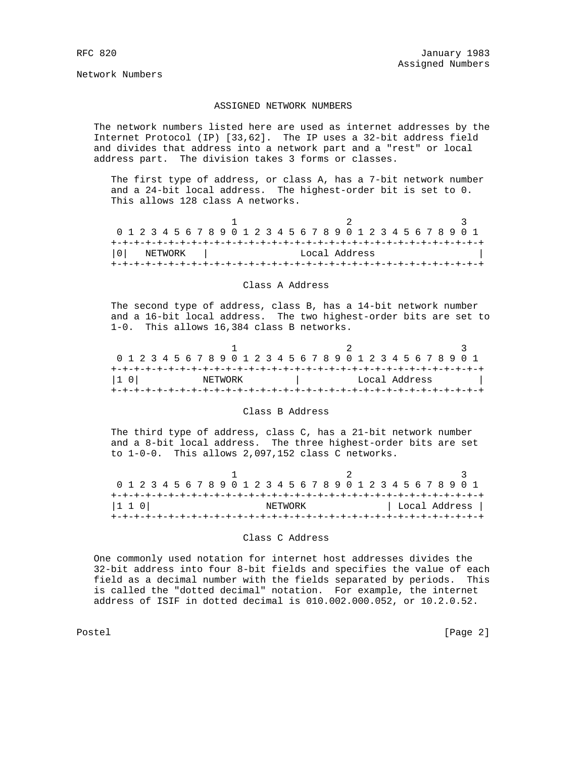Network Numbers

## ASSIGNED NETWORK NUMBERS

The network numbers listed here are used as internet addresses by the Internet Protocol (IP) [33,62]. The IP uses a 32-bit address field and divides that address into a network part and a "rest" or local address part. The division takes 3 forms or classes.

The first type of address, or class A, has a 7-bit network number and a 24-bit local address. The highest-order bit is set to 0. This allows 128 class A networks.

```
                     1                   2                   3
 0 1 2 3 4 5 6 7 8 9 0 1 2 3 4 5 6 7 8 9 0 1 2 3 4 5 6 7 8 9 0 1
+-+-+-+-+-+-+-+-+-+-+-+-+-+-+-+-+-+-+-+-+-+-+-+-+-+-+-+-+-+-+-+-+
|0|   NETWORK   |                Local Address                  |
+-+-+-+-+-+-+-+-+-+-+-+-+-+-+-+-+-+-+-+-+-+-+-+-+-+-+-+-+-+-+-+-+
```

Class A Address

The second type of address, class B, has a 14-bit network number and a 16-bit local address. The two highest-order bits are set to 1-0. This allows 16,384 class B networks.

```
                     1                   2                   3
 0 1 2 3 4 5 6 7 8 9 0 1 2 3 4 5 6 7 8 9 0 1 2 3 4 5 6 7 8 9 0 1
+-+-+-+-+-+-+-+-+-+-+-+-+-+-+-+-+-+-+-+-+-+-+-+-+-+-+-+-+-+-+-+-+
|1 0|           NETWORK         |          Local Address        |
+-+-+-+-+-+-+-+-+-+-+-+-+-+-+-+-+-+-+-+-+-+-+-+-+-+-+-+-+-+-+-+-+
```

Class B Address

The third type of address, class C, has a 21-bit network number and a 8-bit local address. The three highest-order bits are set to 1-0-0. This allows 2,097,152 class C networks.

```
                     1                   2                   3
 0 1 2 3 4 5 6 7 8 9 0 1 2 3 4 5 6 7 8 9 0 1 2 3 4 5 6 7 8 9 0 1
+-+-+-+-+-+-+-+-+-+-+-+-+-+-+-+-+-+-+-+-+-+-+-+-+-+-+-+-+-+-+-+-+
|1 1 0|                    NETWORK              | Local Address |
+-+-+-+-+-+-+-+-+-+-+-+-+-+-+-+-+-+-+-+-+-+-+-+-+-+-+-+-+-+-+-+-+
```

Class C Address

One commonly used notation for internet host addresses divides the 32-bit address into four 8-bit fields and specifies the value of each field as a decimal number with the fields separated by periods. This is called the "dotted decimal" notation. For example, the internet address of ISIF in dotted decimal is 010.002.000.052, or 10.2.0.52.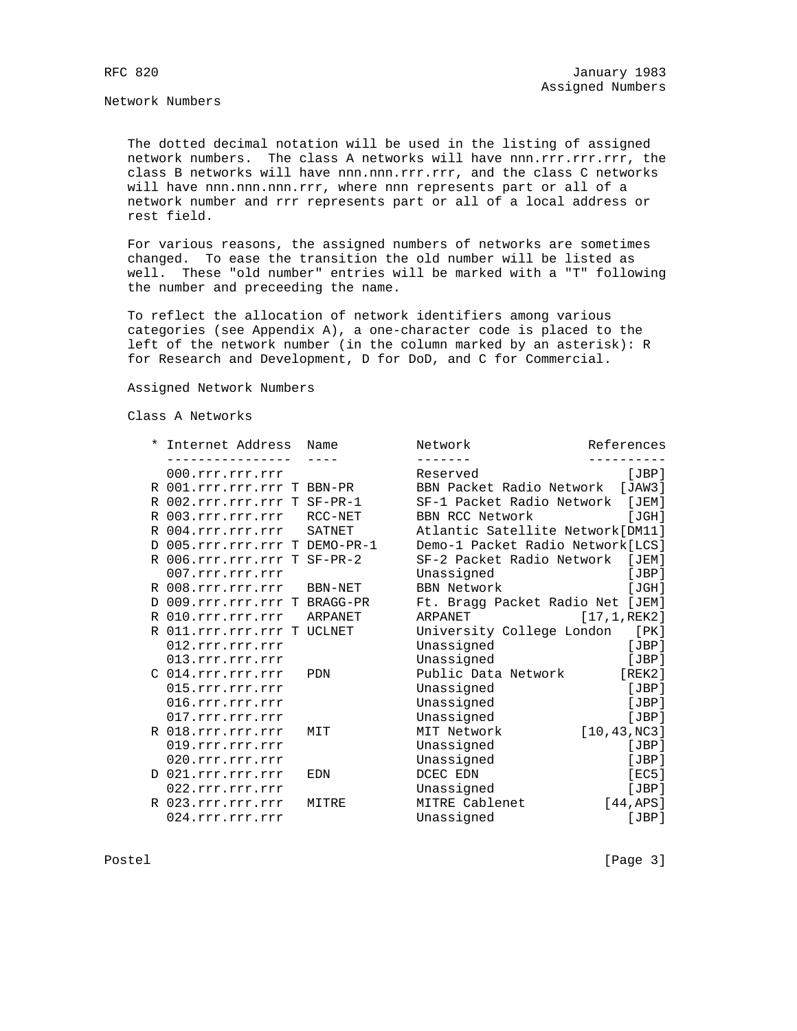## Network Numbers

The dotted decimal notation will be used in the listing of assigned network numbers. The class A networks will have nnn.rrr.rrr.rrr, the class B networks will have nnn.nnn.rrr.rrr, and the class C networks will have nnn.nnn.nnn.rrr, where nnn represents part or all of a network number and rrr represents part or all of a local address or rest field.

For various reasons, the assigned numbers of networks are sometimes changed. To ease the transition the old number will be listed as well. These "old number" entries will be marked with a "T" following the number and preceeding the name.

To reflect the allocation of network identifiers among various categories (see Appendix A), a one-character code is placed to the left of the network number (in the column marked by an asterisk): R for Research and Development, D for DoD, and C for Commercial.

### Assigned Network Numbers

#### Class A Networks

| * | Internet Address | | Name | Network | References |
|---|---|---|---|---|---|
| | 000.rrr.rrr.rrr | | | Reserved | [JBP] |
| R | 001.rrr.rrr.rrr | T | BBN-PR | BBN Packet Radio Network | [JAW3] |
| R | 002.rrr.rrr.rrr | T | SF-PR-1 | SF-1 Packet Radio Network | [JEM] |
| R | 003.rrr.rrr.rrr | | RCC-NET | BBN RCC Network | [JGH] |
| R | 004.rrr.rrr.rrr | | SATNET | Atlantic Satellite Network | [DM11] |
| D | 005.rrr.rrr.rrr | T | DEMO-PR-1 | Demo-1 Packet Radio Network | [LCS] |
| R | 006.rrr.rrr.rrr | T | SF-PR-2 | SF-2 Packet Radio Network | [JEM] |
| | 007.rrr.rrr.rrr | | | Unassigned | [JBP] |
| R | 008.rrr.rrr.rrr | | BBN-NET | BBN Network | [JGH] |
| D | 009.rrr.rrr.rrr | T | BRAGG-PR | Ft. Bragg Packet Radio Net | [JEM] |
| R | 010.rrr.rrr.rrr | | ARPANET | ARPANET | [17,1,REK2] |
| R | 011.rrr.rrr.rrr | T | UCLNET | University College London | [PK] |
| | 012.rrr.rrr.rrr | | | Unassigned | [JBP] |
| | 013.rrr.rrr.rrr | | | Unassigned | [JBP] |
| C | 014.rrr.rrr.rrr | | PDN | Public Data Network | [REK2] |
| | 015.rrr.rrr.rrr | | | Unassigned | [JBP] |
| | 016.rrr.rrr.rrr | | | Unassigned | [JBP] |
| | 017.rrr.rrr.rrr | | | Unassigned | [JBP] |
| R | 018.rrr.rrr.rrr | | MIT | MIT Network | [10,43,NC3] |
| | 019.rrr.rrr.rrr | | | Unassigned | [JBP] |
| | 020.rrr.rrr.rrr | | | Unassigned | [JBP] |
| D | 021.rrr.rrr.rrr | | EDN | DCEC EDN | [EC5] |
| | 022.rrr.rrr.rrr | | | Unassigned | [JBP] |
| R | 023.rrr.rrr.rrr | | MITRE | MITRE Cablenet | [44,APS] |
| | 024.rrr.rrr.rrr | | | Unassigned | [JBP] |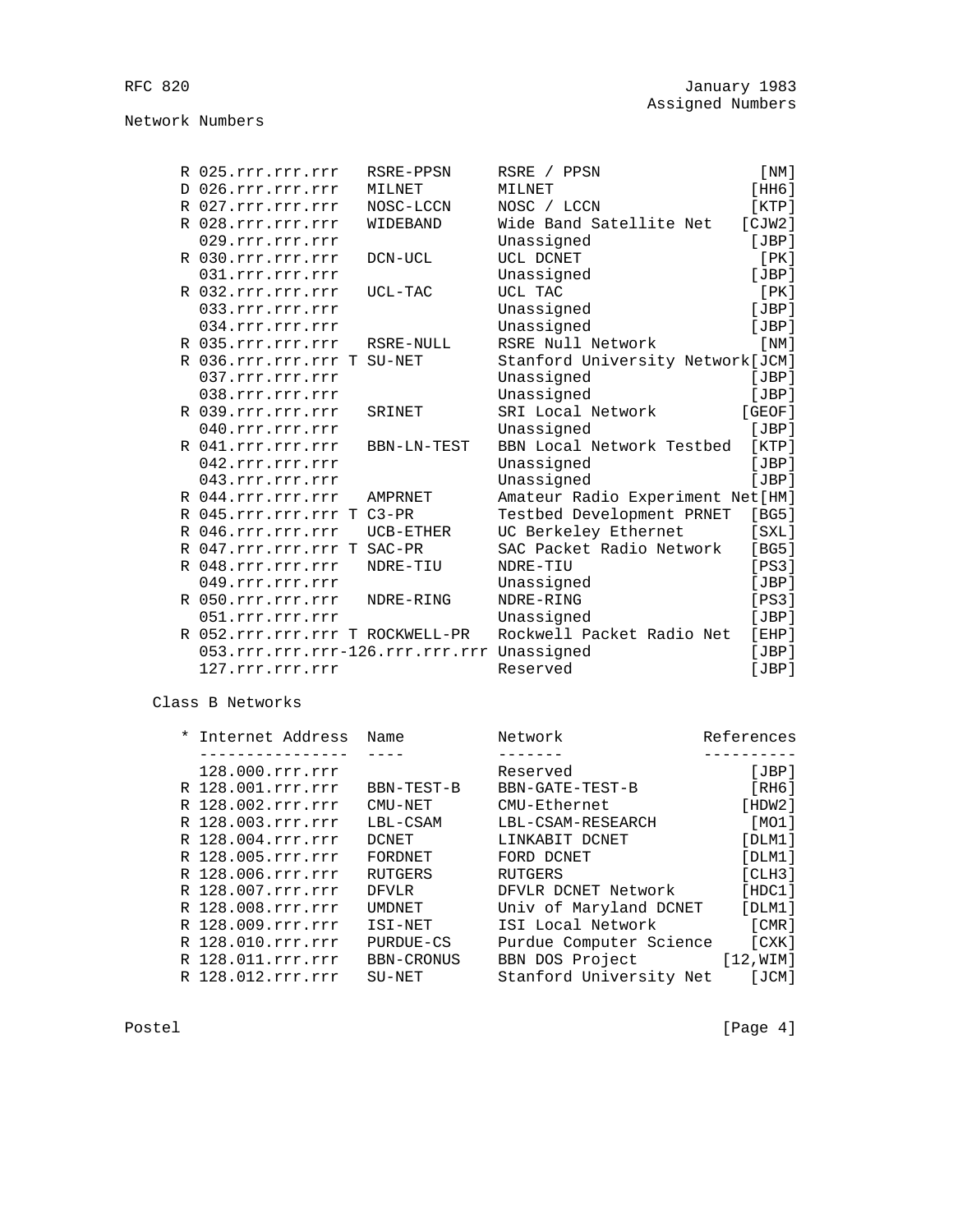Network Numbers

| * | Internet Address | Name | Network | References |
|---|---|---|---|---|
| R | 025.rrr.rrr.rrr | RSRE-PPSN | RSRE / PPSN | [NM] |
| D | 026.rrr.rrr.rrr | MILNET | MILNET | [HH6] |
| R | 027.rrr.rrr.rrr | NOSC-LCCN | NOSC / LCCN | [KTP] |
| R | 028.rrr.rrr.rrr | WIDEBAND | Wide Band Satellite Net | [CJW2] |
| | 029.rrr.rrr.rrr | | Unassigned | [JBP] |
| R | 030.rrr.rrr.rrr | DCN-UCL | UCL DCNET | [PK] |
| | 031.rrr.rrr.rrr | | Unassigned | [JBP] |
| R | 032.rrr.rrr.rrr | UCL-TAC | UCL TAC | [PK] |
| | 033.rrr.rrr.rrr | | Unassigned | [JBP] |
| | 034.rrr.rrr.rrr | | Unassigned | [JBP] |
| R | 035.rrr.rrr.rrr | RSRE-NULL | RSRE Null Network | [NM] |
| R | 036.rrr.rrr.rrr T | SU-NET | Stanford University Network | [JCM] |
| | 037.rrr.rrr.rrr | | Unassigned | [JBP] |
| | 038.rrr.rrr.rrr | | Unassigned | [JBP] |
| R | 039.rrr.rrr.rrr | SRINET | SRI Local Network | [GEOF] |
| | 040.rrr.rrr.rrr | | Unassigned | [JBP] |
| R | 041.rrr.rrr.rrr | BBN-LN-TEST | BBN Local Network Testbed | [KTP] |
| | 042.rrr.rrr.rrr | | Unassigned | [JBP] |
| | 043.rrr.rrr.rrr | | Unassigned | [JBP] |
| R | 044.rrr.rrr.rrr | AMPRNET | Amateur Radio Experiment Net | [HM] |
| R | 045.rrr.rrr.rrr T | C3-PR | Testbed Development PRNET | [BG5] |
| R | 046.rrr.rrr.rrr | UCB-ETHER | UC Berkeley Ethernet | [SXL] |
| R | 047.rrr.rrr.rrr T | SAC-PR | SAC Packet Radio Network | [BG5] |
| R | 048.rrr.rrr.rrr | NDRE-TIU | NDRE-TIU | [PS3] |
| | 049.rrr.rrr.rrr | | Unassigned | [JBP] |
| R | 050.rrr.rrr.rrr | NDRE-RING | NDRE-RING | [PS3] |
| | 051.rrr.rrr.rrr | | Unassigned | [JBP] |
| R | 052.rrr.rrr.rrr T | ROCKWELL-PR | Rockwell Packet Radio Net | [EHP] |
| | 053.rrr.rrr.rrr-126.rrr.rrr.rrr | | Unassigned | [JBP] |
| | 127.rrr.rrr.rrr | | Reserved | [JBP] |

Class B Networks

| * | Internet Address | Name | Network | References |
|---|---|---|---|---|
| | 128.000.rrr.rrr | | Reserved | [JBP] |
| R | 128.001.rrr.rrr | BBN-TEST-B | BBN-GATE-TEST-B | [RH6] |
| R | 128.002.rrr.rrr | CMU-NET | CMU-Ethernet | [HDW2] |
| R | 128.003.rrr.rrr | LBL-CSAM | LBL-CSAM-RESEARCH | [MO1] |
| R | 128.004.rrr.rrr | DCNET | LINKABIT DCNET | [DLM1] |
| R | 128.005.rrr.rrr | FORDNET | FORD DCNET | [DLM1] |
| R | 128.006.rrr.rrr | RUTGERS | RUTGERS | [CLH3] |
| R | 128.007.rrr.rrr | DFVLR | DFVLR DCNET Network | [HDC1] |
| R | 128.008.rrr.rrr | UMDNET | Univ of Maryland DCNET | [DLM1] |
| R | 128.009.rrr.rrr | ISI-NET | ISI Local Network | [CMR] |
| R | 128.010.rrr.rrr | PURDUE-CS | Purdue Computer Science | [CXK] |
| R | 128.011.rrr.rrr | BBN-CRONUS | BBN DOS Project | [12,WIM] |
| R | 128.012.rrr.rrr | SU-NET | Stanford University Net | [JCM] |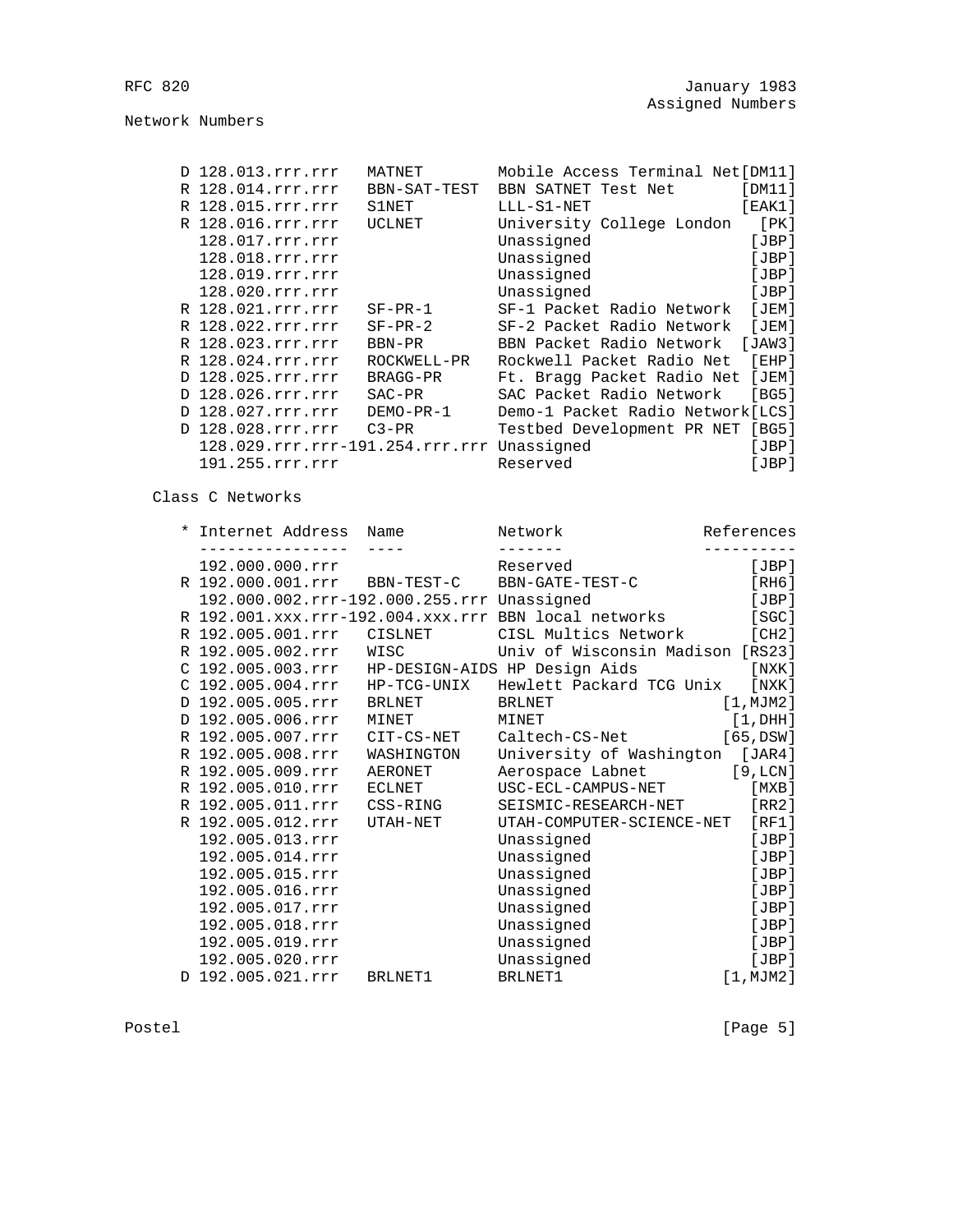Network Numbers

| * | Internet Address | Name | Network | References |
| --- | --- | --- | --- | --- |
| D | 128.013.rrr.rrr | MATNET | Mobile Access Terminal Net | [DM11] |
| R | 128.014.rrr.rrr | BBN-SAT-TEST | BBN SATNET Test Net | [DM11] |
| R | 128.015.rrr.rrr | S1NET | LLL-S1-NET | [EAK1] |
| R | 128.016.rrr.rrr | UCLNET | University College London | [PK] |
| | 128.017.rrr.rrr | | Unassigned | [JBP] |
| | 128.018.rrr.rrr | | Unassigned | [JBP] |
| | 128.019.rrr.rrr | | Unassigned | [JBP] |
| | 128.020.rrr.rrr | | Unassigned | [JBP] |
| R | 128.021.rrr.rrr | SF-PR-1 | SF-1 Packet Radio Network | [JEM] |
| R | 128.022.rrr.rrr | SF-PR-2 | SF-2 Packet Radio Network | [JEM] |
| R | 128.023.rrr.rrr | BBN-PR | BBN Packet Radio Network | [JAW3] |
| R | 128.024.rrr.rrr | ROCKWELL-PR | Rockwell Packet Radio Net | [EHP] |
| D | 128.025.rrr.rrr | BRAGG-PR | Ft. Bragg Packet Radio Net | [JEM] |
| D | 128.026.rrr.rrr | SAC-PR | SAC Packet Radio Network | [BG5] |
| D | 128.027.rrr.rrr | DEMO-PR-1 | Demo-1 Packet Radio Network | [LCS] |
| D | 128.028.rrr.rrr | C3-PR | Testbed Development PR NET | [BG5] |
| | 128.029.rrr.rrr-191.254.rrr.rrr | | Unassigned | [JBP] |
| | 191.255.rrr.rrr | | Reserved | [JBP] |

Class C Networks

| * | Internet Address | Name | Network | References |
| --- | --- | --- | --- | --- |
| | 192.000.000.rrr | | Reserved | [JBP] |
| R | 192.000.001.rrr | BBN-TEST-C | BBN-GATE-TEST-C | [RH6] |
| | 192.000.002.rrr-192.000.255.rrr | | Unassigned | [JBP] |
| R | 192.001.xxx.rrr-192.004.xxx.rrr | | BBN local networks | [SGC] |
| R | 192.005.001.rrr | CISLNET | CISL Multics Network | [CH2] |
| R | 192.005.002.rrr | WISC | Univ of Wisconsin Madison | [RS23] |
| C | 192.005.003.rrr | HP-DESIGN-AIDS | HP Design Aids | [NXK] |
| C | 192.005.004.rrr | HP-TCG-UNIX | Hewlett Packard TCG Unix | [NXK] |
| D | 192.005.005.rrr | BRLNET | BRLNET | [1,MJM2] |
| D | 192.005.006.rrr | MINET | MINET | [1,DHH] |
| R | 192.005.007.rrr | CIT-CS-NET | Caltech-CS-Net | [65,DSW] |
| R | 192.005.008.rrr | WASHINGTON | University of Washington | [JAR4] |
| R | 192.005.009.rrr | AERONET | Aerospace Labnet | [9,LCN] |
| R | 192.005.010.rrr | ECLNET | USC-ECL-CAMPUS-NET | [MXB] |
| R | 192.005.011.rrr | CSS-RING | SEISMIC-RESEARCH-NET | [RR2] |
| R | 192.005.012.rrr | UTAH-NET | UTAH-COMPUTER-SCIENCE-NET | [RF1] |
| | 192.005.013.rrr | | Unassigned | [JBP] |
| | 192.005.014.rrr | | Unassigned | [JBP] |
| | 192.005.015.rrr | | Unassigned | [JBP] |
| | 192.005.016.rrr | | Unassigned | [JBP] |
| | 192.005.017.rrr | | Unassigned | [JBP] |
| | 192.005.018.rrr | | Unassigned | [JBP] |
| | 192.005.019.rrr | | Unassigned | [JBP] |
| | 192.005.020.rrr | | Unassigned | [JBP] |
| D | 192.005.021.rrr | BRLNET1 | BRLNET1 | [1,MJM2] |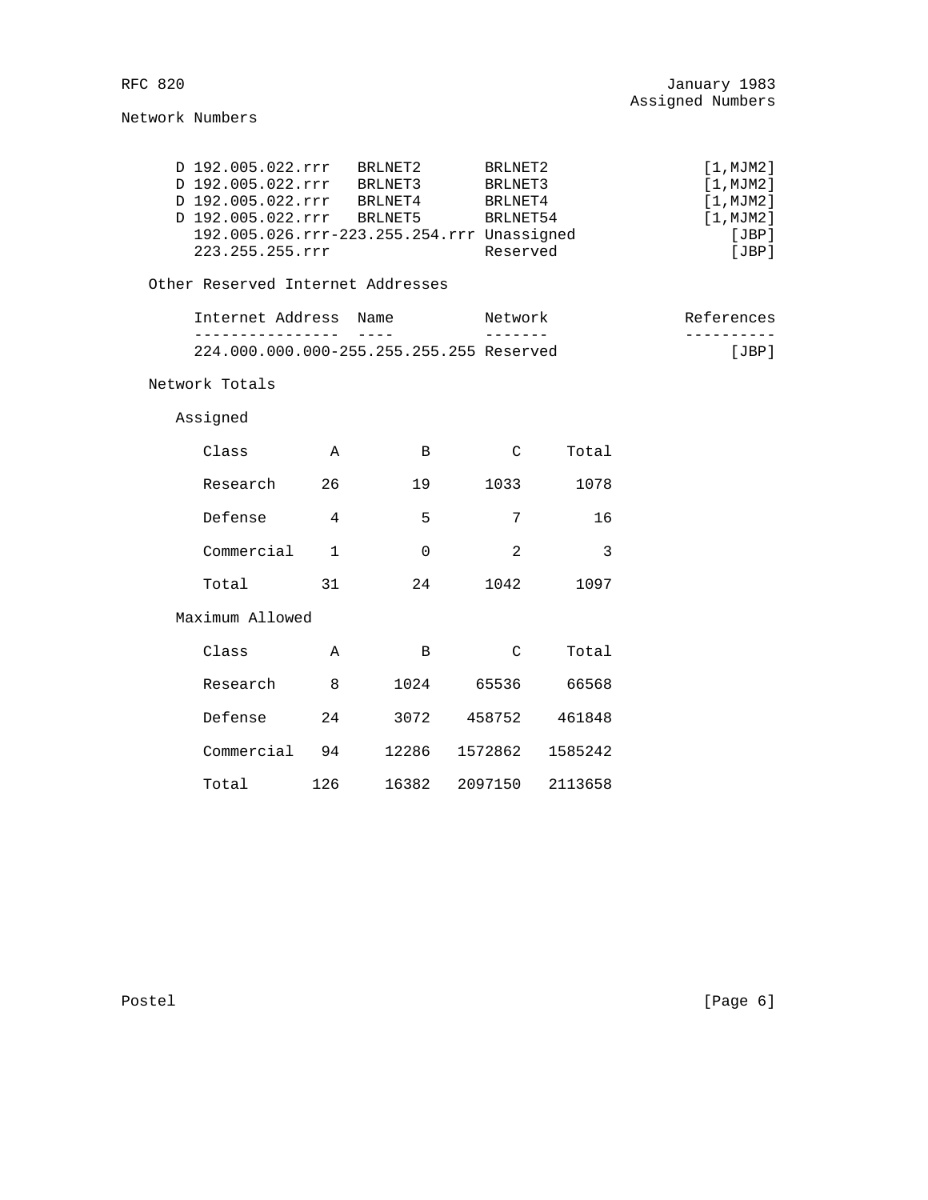Network Numbers

| | Internet Address | Name | Network | References |
|---|---|---|---|---|
| D | 192.005.022.rrr | BRLNET2 | BRLNET2 | [1,MJM2] |
| D | 192.005.022.rrr | BRLNET3 | BRLNET3 | [1,MJM2] |
| D | 192.005.022.rrr | BRLNET4 | BRLNET4 | [1,MJM2] |
| D | 192.005.022.rrr | BRLNET5 | BRLNET54 | [1,MJM2] |
| | 192.005.026.rrr-223.255.254.rrr | | Unassigned | [JBP] |
| | 223.255.255.rrr | | Reserved | [JBP] |

Other Reserved Internet Addresses

| Internet Address | Name | Network | References |
|---|---|---|---|
| 224.000.000.000-255.255.255.255 | | Reserved | [JBP] |

Network Totals

Assigned

| Class | A | B | C | Total |
|---|---|---|---|---|
| Research | 26 | 19 | 1033 | 1078 |
| Defense | 4 | 5 | 7 | 16 |
| Commercial | 1 | 0 | 2 | 3 |
| Total | 31 | 24 | 1042 | 1097 |

Maximum Allowed

| Class | A | B | C | Total |
|---|---|---|---|---|
| Research | 8 | 1024 | 65536 | 66568 |
| Defense | 24 | 3072 | 458752 | 461848 |
| Commercial | 94 | 12286 | 1572862 | 1585242 |
| Total | 126 | 16382 | 2097150 | 2113658 |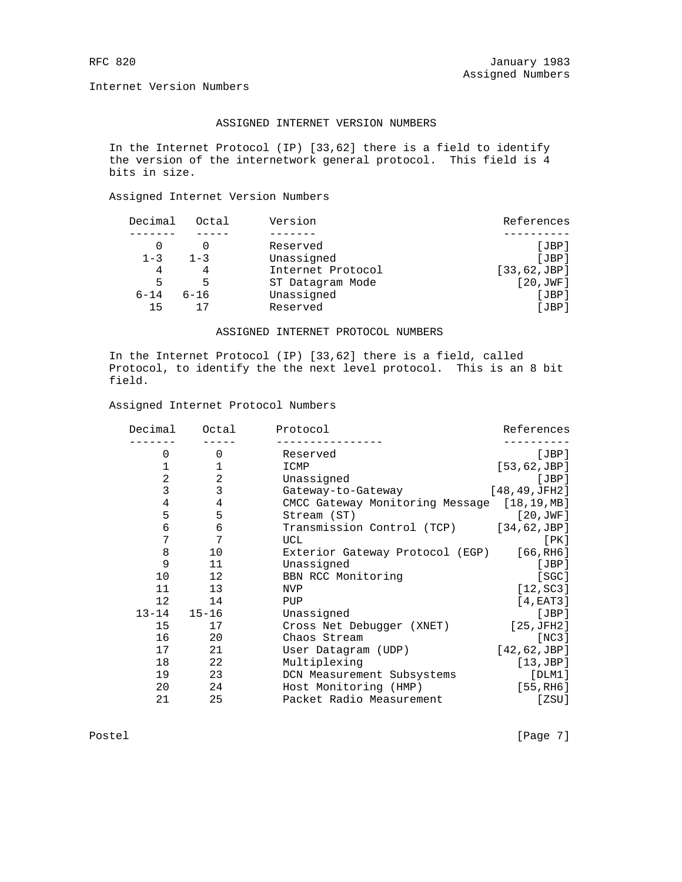## ASSIGNED INTERNET VERSION NUMBERS

In the Internet Protocol (IP) [33,62] there is a field to identify the version of the internetwork general protocol. This field is 4 bits in size.

Assigned Internet Version Numbers

| Decimal | Octal | Version | References |
|---|---|---|---|
| 0 | 0 | Reserved | [JBP] |
| 1-3 | 1-3 | Unassigned | [JBP] |
| 4 | 4 | Internet Protocol | [33,62,JBP] |
| 5 | 5 | ST Datagram Mode | [20,JWF] |
| 6-14 | 6-16 | Unassigned | [JBP] |
| 15 | 17 | Reserved | [JBP] |

## ASSIGNED INTERNET PROTOCOL NUMBERS

In the Internet Protocol (IP) [33,62] there is a field, called Protocol, to identify the the next level protocol. This is an 8 bit field.

Assigned Internet Protocol Numbers

| Decimal | Octal | Protocol | References |
|---|---|---|---|
| 0 | 0 | Reserved | [JBP] |
| 1 | 1 | ICMP | [53,62,JBP] |
| 2 | 2 | Unassigned | [JBP] |
| 3 | 3 | Gateway-to-Gateway | [48,49,JFH2] |
| 4 | 4 | CMCC Gateway Monitoring Message | [18,19,MB] |
| 5 | 5 | Stream (ST) | [20,JWF] |
| 6 | 6 | Transmission Control (TCP) | [34,62,JBP] |
| 7 | 7 | UCL | [PK] |
| 8 | 10 | Exterior Gateway Protocol (EGP) | [66,RH6] |
| 9 | 11 | Unassigned | [JBP] |
| 10 | 12 | BBN RCC Monitoring | [SGC] |
| 11 | 13 | NVP | [12,SC3] |
| 12 | 14 | PUP | [4,EAT3] |
| 13-14 | 15-16 | Unassigned | [JBP] |
| 15 | 17 | Cross Net Debugger (XNET) | [25,JFH2] |
| 16 | 20 | Chaos Stream | [NC3] |
| 17 | 21 | User Datagram (UDP) | [42,62,JBP] |
| 18 | 22 | Multiplexing | [13,JBP] |
| 19 | 23 | DCN Measurement Subsystems | [DLM1] |
| 20 | 24 | Host Monitoring (HMP) | [55,RH6] |
| 21 | 25 | Packet Radio Measurement | [ZSU] |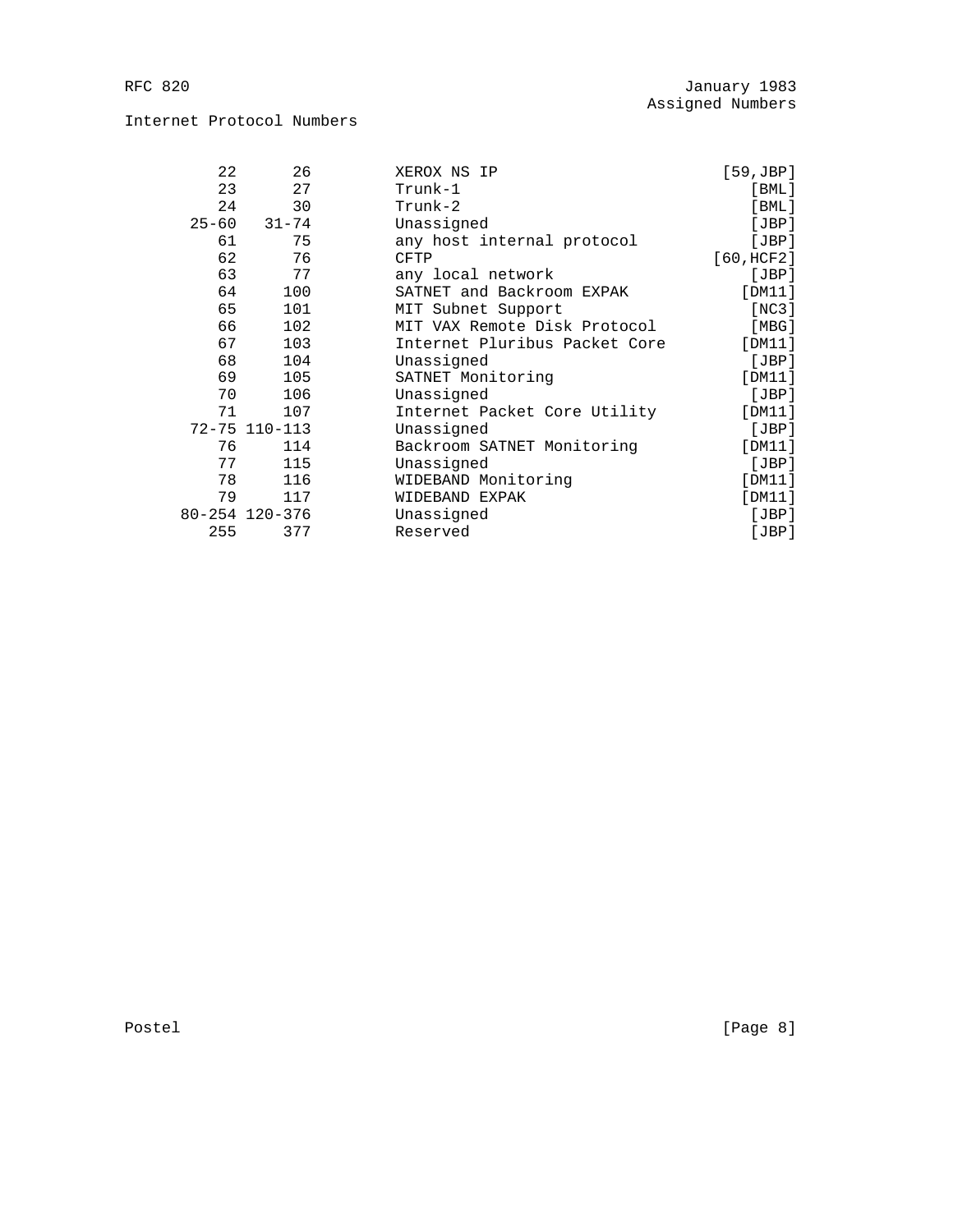Internet Protocol Numbers

| Decimal | Octal | Protocol | References |
|---|---|---|---|
| 22 | 26 | XEROX NS IP | [59,JBP] |
| 23 | 27 | Trunk-1 | [BML] |
| 24 | 30 | Trunk-2 | [BML] |
| 25-60 | 31-74 | Unassigned | [JBP] |
| 61 | 75 | any host internal protocol | [JBP] |
| 62 | 76 | CFTP | [60,HCF2] |
| 63 | 77 | any local network | [JBP] |
| 64 | 100 | SATNET and Backroom EXPAK | [DM11] |
| 65 | 101 | MIT Subnet Support | [NC3] |
| 66 | 102 | MIT VAX Remote Disk Protocol | [MBG] |
| 67 | 103 | Internet Pluribus Packet Core | [DM11] |
| 68 | 104 | Unassigned | [JBP] |
| 69 | 105 | SATNET Monitoring | [DM11] |
| 70 | 106 | Unassigned | [JBP] |
| 71 | 107 | Internet Packet Core Utility | [DM11] |
| 72-75 | 110-113 | Unassigned | [JBP] |
| 76 | 114 | Backroom SATNET Monitoring | [DM11] |
| 77 | 115 | Unassigned | [JBP] |
| 78 | 116 | WIDEBAND Monitoring | [DM11] |
| 79 | 117 | WIDEBAND EXPAK | [DM11] |
| 80-254 | 120-376 | Unassigned | [JBP] |
| 255 | 377 | Reserved | [JBP] |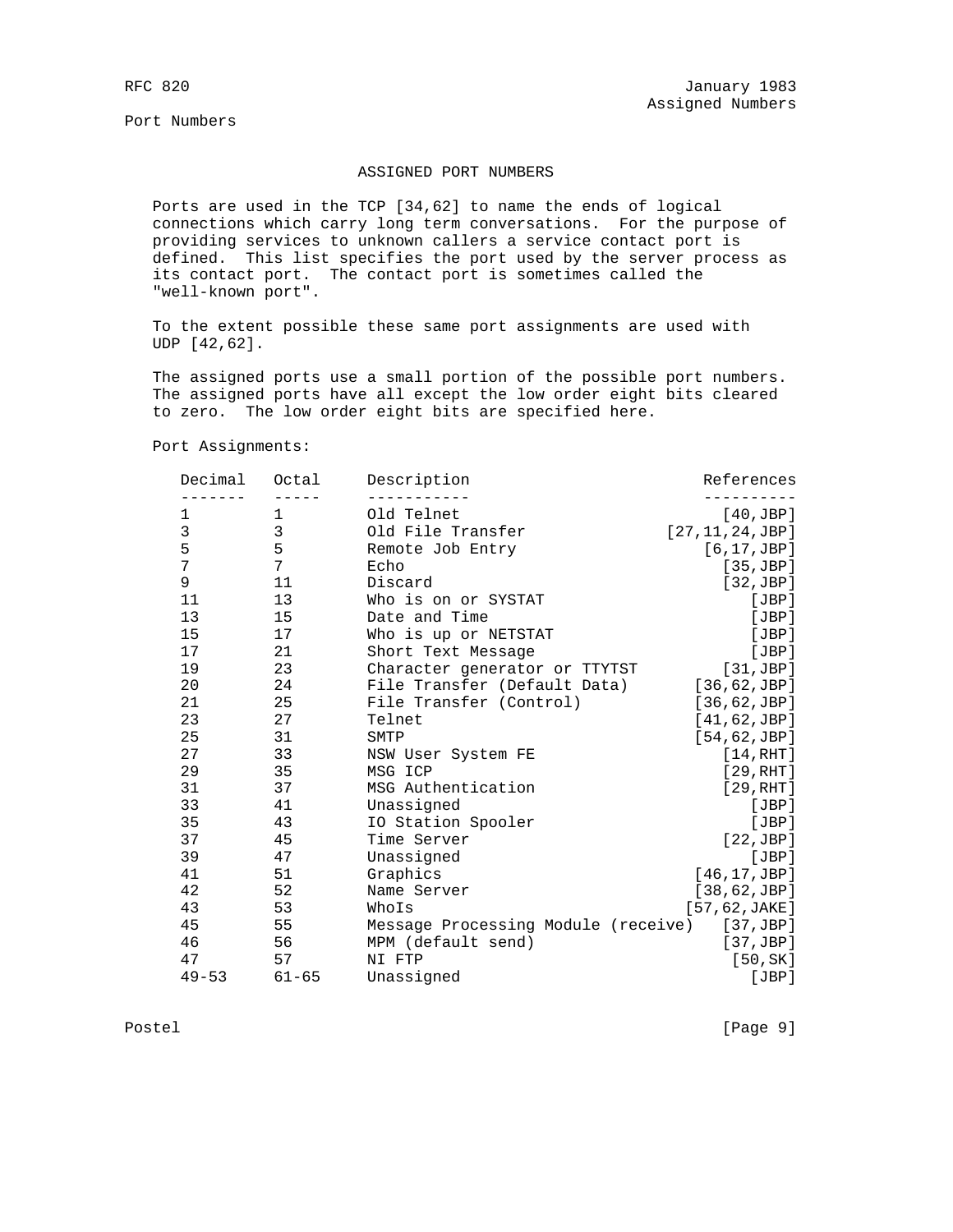## ASSIGNED PORT NUMBERS

Ports are used in the TCP [34,62] to name the ends of logical connections which carry long term conversations. For the purpose of providing services to unknown callers a service contact port is defined. This list specifies the port used by the server process as its contact port. The contact port is sometimes called the "well-known port".

To the extent possible these same port assignments are used with UDP [42,62].

The assigned ports use a small portion of the possible port numbers. The assigned ports have all except the low order eight bits cleared to zero. The low order eight bits are specified here.

Port Assignments:

| Decimal | Octal | Description | References |
|---|---|---|---|
| 1 | 1 | Old Telnet | [40,JBP] |
| 3 | 3 | Old File Transfer | [27,11,24,JBP] |
| 5 | 5 | Remote Job Entry | [6,17,JBP] |
| 7 | 7 | Echo | [35,JBP] |
| 9 | 11 | Discard | [32,JBP] |
| 11 | 13 | Who is on or SYSTAT | [JBP] |
| 13 | 15 | Date and Time | [JBP] |
| 15 | 17 | Who is up or NETSTAT | [JBP] |
| 17 | 21 | Short Text Message | [JBP] |
| 19 | 23 | Character generator or TTYTST | [31,JBP] |
| 20 | 24 | File Transfer (Default Data) | [36,62,JBP] |
| 21 | 25 | File Transfer (Control) | [36,62,JBP] |
| 23 | 27 | Telnet | [41,62,JBP] |
| 25 | 31 | SMTP | [54,62,JBP] |
| 27 | 33 | NSW User System FE | [14,RHT] |
| 29 | 35 | MSG ICP | [29,RHT] |
| 31 | 37 | MSG Authentication | [29,RHT] |
| 33 | 41 | Unassigned | [JBP] |
| 35 | 43 | IO Station Spooler | [JBP] |
| 37 | 45 | Time Server | [22,JBP] |
| 39 | 47 | Unassigned | [JBP] |
| 41 | 51 | Graphics | [46,17,JBP] |
| 42 | 52 | Name Server | [38,62,JBP] |
| 43 | 53 | WhoIs | [57,62,JAKE] |
| 45 | 55 | Message Processing Module (receive) | [37,JBP] |
| 46 | 56 | MPM (default send) | [37,JBP] |
| 47 | 57 | NI FTP | [50,SK] |
| 49-53 | 61-65 | Unassigned | [JBP] |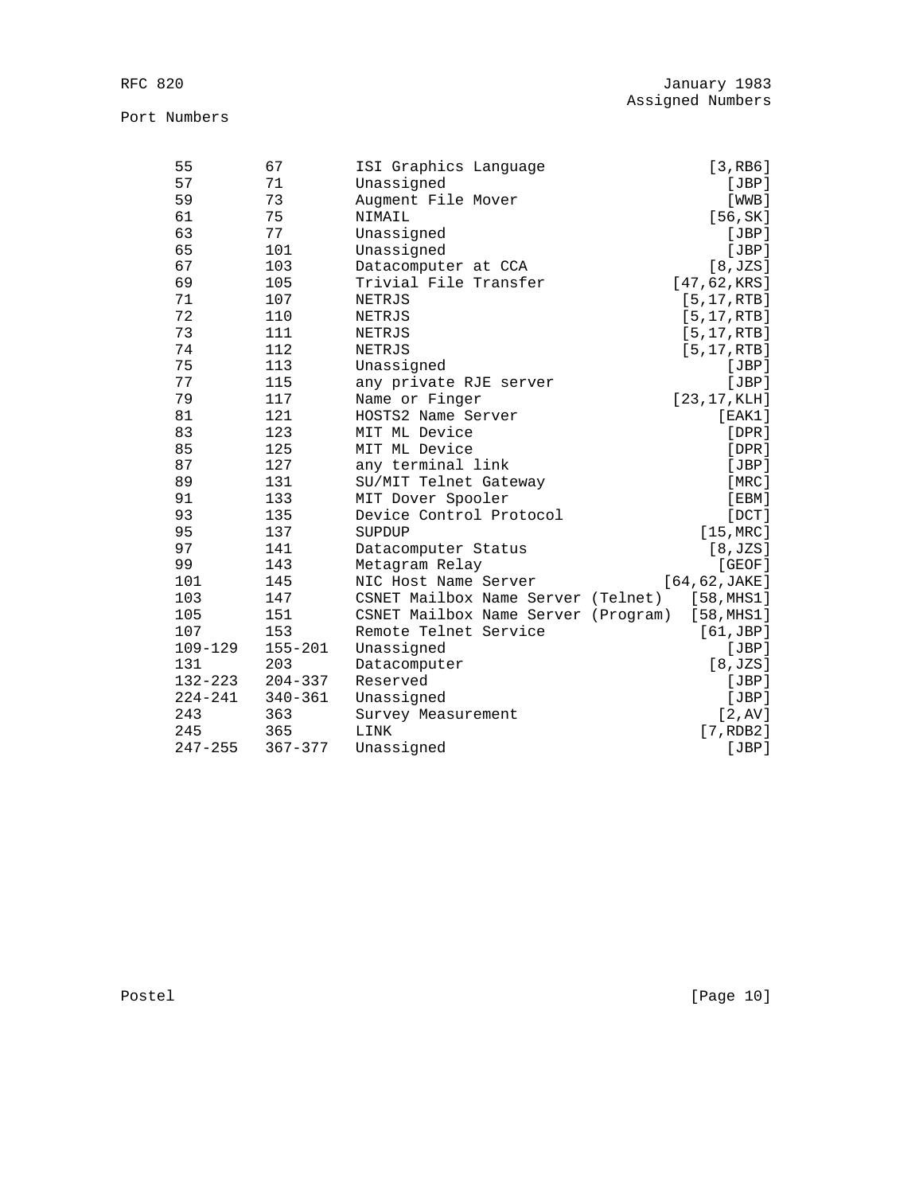Port Numbers

| | | | |
|---|---|---|---|
| 55 | 67 | ISI Graphics Language | [3,RB6] |
| 57 | 71 | Unassigned | [JBP] |
| 59 | 73 | Augment File Mover | [WWB] |
| 61 | 75 | NIMAIL | [56,SK] |
| 63 | 77 | Unassigned | [JBP] |
| 65 | 101 | Unassigned | [JBP] |
| 67 | 103 | Datacomputer at CCA | [8,JZS] |
| 69 | 105 | Trivial File Transfer | [47,62,KRS] |
| 71 | 107 | NETRJS | [5,17,RTB] |
| 72 | 110 | NETRJS | [5,17,RTB] |
| 73 | 111 | NETRJS | [5,17,RTB] |
| 74 | 112 | NETRJS | [5,17,RTB] |
| 75 | 113 | Unassigned | [JBP] |
| 77 | 115 | any private RJE server | [JBP] |
| 79 | 117 | Name or Finger | [23,17,KLH] |
| 81 | 121 | HOSTS2 Name Server | [EAK1] |
| 83 | 123 | MIT ML Device | [DPR] |
| 85 | 125 | MIT ML Device | [DPR] |
| 87 | 127 | any terminal link | [JBP] |
| 89 | 131 | SU/MIT Telnet Gateway | [MRC] |
| 91 | 133 | MIT Dover Spooler | [EBM] |
| 93 | 135 | Device Control Protocol | [DCT] |
| 95 | 137 | SUPDUP | [15,MRC] |
| 97 | 141 | Datacomputer Status | [8,JZS] |
| 99 | 143 | Metagram Relay | [GEOF] |
| 101 | 145 | NIC Host Name Server | [64,62,JAKE] |
| 103 | 147 | CSNET Mailbox Name Server (Telnet) | [58,MHS1] |
| 105 | 151 | CSNET Mailbox Name Server (Program) | [58,MHS1] |
| 107 | 153 | Remote Telnet Service | [61,JBP] |
| 109-129 | 155-201 | Unassigned | [JBP] |
| 131 | 203 | Datacomputer | [8,JZS] |
| 132-223 | 204-337 | Reserved | [JBP] |
| 224-241 | 340-361 | Unassigned | [JBP] |
| 243 | 363 | Survey Measurement | [2,AV] |
| 245 | 365 | LINK | [7,RDB2] |
| 247-255 | 367-377 | Unassigned | [JBP] |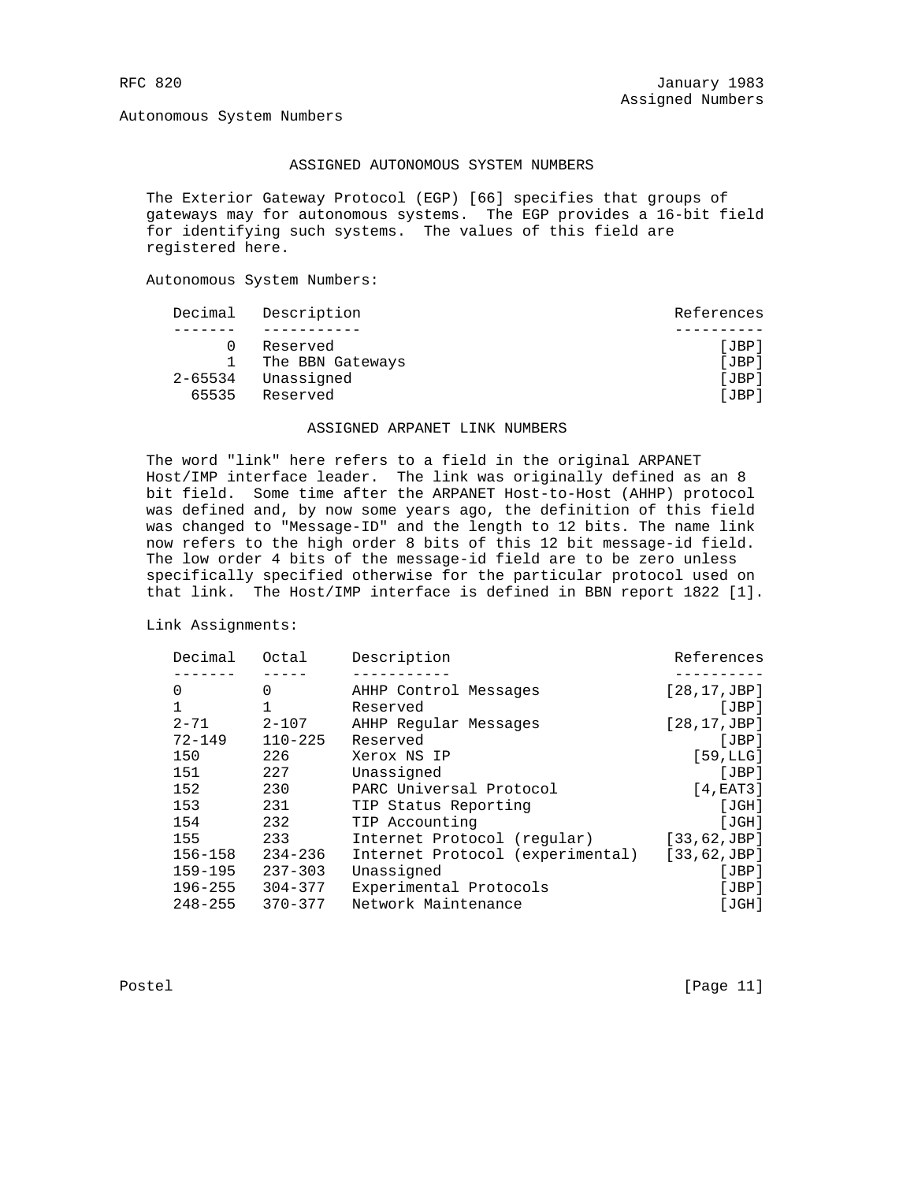## ASSIGNED AUTONOMOUS SYSTEM NUMBERS

The Exterior Gateway Protocol (EGP) [66] specifies that groups of gateways may for autonomous systems. The EGP provides a 16-bit field for identifying such systems. The values of this field are registered here.

Autonomous System Numbers:

| Decimal | Description | References |
|---|---|---|
| 0 | Reserved | [JBP] |
| 1 | The BBN Gateways | [JBP] |
| 2-65534 | Unassigned | [JBP] |
| 65535 | Reserved | [JBP] |

## ASSIGNED ARPANET LINK NUMBERS

The word "link" here refers to a field in the original ARPANET Host/IMP interface leader. The link was originally defined as an 8 bit field. Some time after the ARPANET Host-to-Host (AHHP) protocol was defined and, by now some years ago, the definition of this field was changed to "Message-ID" and the length to 12 bits. The name link now refers to the high order 8 bits of this 12 bit message-id field. The low order 4 bits of the message-id field are to be zero unless specifically specified otherwise for the particular protocol used on that link. The Host/IMP interface is defined in BBN report 1822 [1].

Link Assignments:

| Decimal | Octal | Description | References |
|---|---|---|---|
| 0 | 0 | AHHP Control Messages | [28,17,JBP] |
| 1 | 1 | Reserved | [JBP] |
| 2-71 | 2-107 | AHHP Regular Messages | [28,17,JBP] |
| 72-149 | 110-225 | Reserved | [JBP] |
| 150 | 226 | Xerox NS IP | [59,LLG] |
| 151 | 227 | Unassigned | [JBP] |
| 152 | 230 | PARC Universal Protocol | [4,EAT3] |
| 153 | 231 | TIP Status Reporting | [JGH] |
| 154 | 232 | TIP Accounting | [JGH] |
| 155 | 233 | Internet Protocol (regular) | [33,62,JBP] |
| 156-158 | 234-236 | Internet Protocol (experimental) | [33,62,JBP] |
| 159-195 | 237-303 | Unassigned | [JBP] |
| 196-255 | 304-377 | Experimental Protocols | [JBP] |
| 248-255 | 370-377 | Network Maintenance | [JGH] |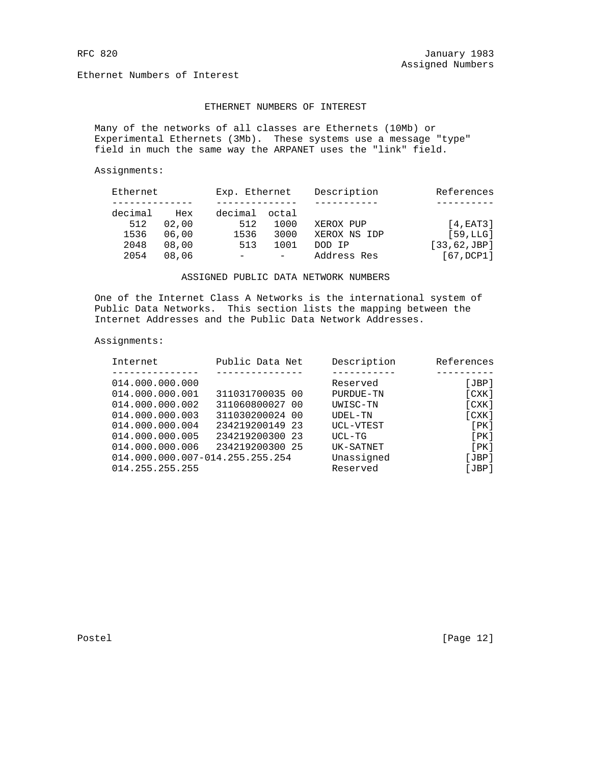## ETHERNET NUMBERS OF INTEREST

Many of the networks of all classes are Ethernets (10Mb) or Experimental Ethernets (3Mb). These systems use a message "type" field in much the same way the ARPANET uses the "link" field.

Assignments:

| Ethernet | | Exp. Ethernet | | Description | References |
|---|---|---|---|---|---|
| decimal | Hex | decimal | octal | | |
| 512 | 02,00 | 512 | 1000 | XEROX PUP | [4,EAT3] |
| 1536 | 06,00 | 1536 | 3000 | XEROX NS IDP | [59,LLG] |
| 2048 | 08,00 | 513 | 1001 | DOD IP | [33,62,JBP] |
| 2054 | 08,06 | - | - | Address Res | [67,DCP1] |

## ASSIGNED PUBLIC DATA NETWORK NUMBERS

One of the Internet Class A Networks is the international system of Public Data Networks. This section lists the mapping between the Internet Addresses and the Public Data Network Addresses.

Assignments:

| Internet | Public Data Net | Description | References |
|---|---|---|---|
| 014.000.000.000 | | Reserved | [JBP] |
| 014.000.000.001 | 311031700035 00 | PURDUE-TN | [CXK] |
| 014.000.000.002 | 311060800027 00 | UWISC-TN | [CXK] |
| 014.000.000.003 | 311030200024 00 | UDEL-TN | [CXK] |
| 014.000.000.004 | 234219200149 23 | UCL-VTEST | [PK] |
| 014.000.000.005 | 234219200300 23 | UCL-TG | [PK] |
| 014.000.000.006 | 234219200300 25 | UK-SATNET | [PK] |
| 014.000.000.007-014.255.255.254 | | Unassigned | [JBP] |
| 014.255.255.255 | | Reserved | [JBP] |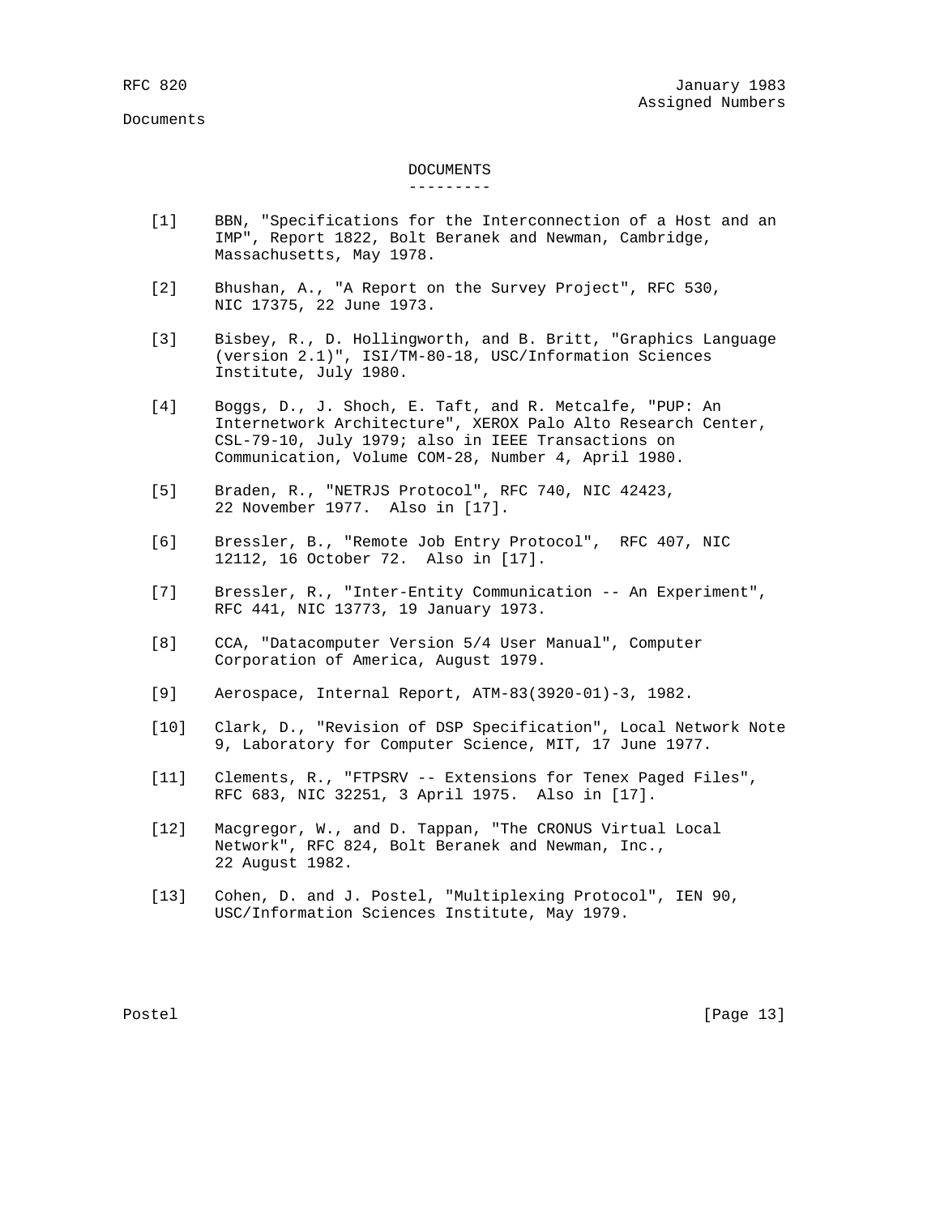Documents

## DOCUMENTS

[1] BBN, "Specifications for the Interconnection of a Host and an IMP", Report 1822, Bolt Beranek and Newman, Cambridge, Massachusetts, May 1978.

[2] Bhushan, A., "A Report on the Survey Project", RFC 530, NIC 17375, 22 June 1973.

[3] Bisbey, R., D. Hollingworth, and B. Britt, "Graphics Language (version 2.1)", ISI/TM-80-18, USC/Information Sciences Institute, July 1980.

[4] Boggs, D., J. Shoch, E. Taft, and R. Metcalfe, "PUP: An Internetwork Architecture", XEROX Palo Alto Research Center, CSL-79-10, July 1979; also in IEEE Transactions on Communication, Volume COM-28, Number 4, April 1980.

[5] Braden, R., "NETRJS Protocol", RFC 740, NIC 42423, 22 November 1977. Also in [17].

[6] Bressler, B., "Remote Job Entry Protocol", RFC 407, NIC 12112, 16 October 72. Also in [17].

[7] Bressler, R., "Inter-Entity Communication -- An Experiment", RFC 441, NIC 13773, 19 January 1973.

[8] CCA, "Datacomputer Version 5/4 User Manual", Computer Corporation of America, August 1979.

[9] Aerospace, Internal Report, ATM-83(3920-01)-3, 1982.

[10] Clark, D., "Revision of DSP Specification", Local Network Note 9, Laboratory for Computer Science, MIT, 17 June 1977.

[11] Clements, R., "FTPSRV -- Extensions for Tenex Paged Files", RFC 683, NIC 32251, 3 April 1975. Also in [17].

[12] Macgregor, W., and D. Tappan, "The CRONUS Virtual Local Network", RFC 824, Bolt Beranek and Newman, Inc., 22 August 1982.

[13] Cohen, D. and J. Postel, "Multiplexing Protocol", IEN 90, USC/Information Sciences Institute, May 1979.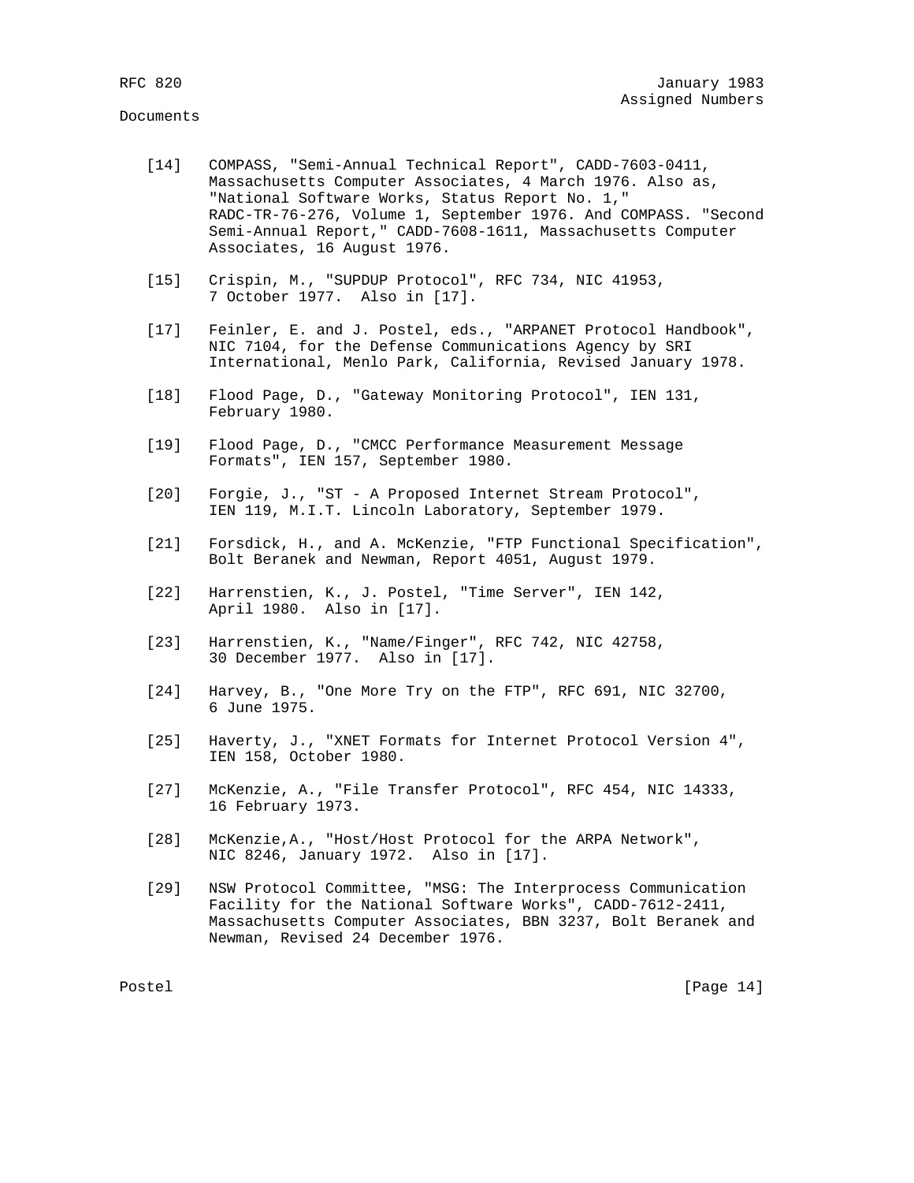Documents

[14] COMPASS, "Semi-Annual Technical Report", CADD-7603-0411, Massachusetts Computer Associates, 4 March 1976. Also as, "National Software Works, Status Report No. 1," RADC-TR-76-276, Volume 1, September 1976. And COMPASS. "Second Semi-Annual Report," CADD-7608-1611, Massachusetts Computer Associates, 16 August 1976.

[15] Crispin, M., "SUPDUP Protocol", RFC 734, NIC 41953, 7 October 1977. Also in [17].

[17] Feinler, E. and J. Postel, eds., "ARPANET Protocol Handbook", NIC 7104, for the Defense Communications Agency by SRI International, Menlo Park, California, Revised January 1978.

[18] Flood Page, D., "Gateway Monitoring Protocol", IEN 131, February 1980.

[19] Flood Page, D., "CMCC Performance Measurement Message Formats", IEN 157, September 1980.

[20] Forgie, J., "ST - A Proposed Internet Stream Protocol", IEN 119, M.I.T. Lincoln Laboratory, September 1979.

[21] Forsdick, H., and A. McKenzie, "FTP Functional Specification", Bolt Beranek and Newman, Report 4051, August 1979.

[22] Harrenstien, K., J. Postel, "Time Server", IEN 142, April 1980. Also in [17].

[23] Harrenstien, K., "Name/Finger", RFC 742, NIC 42758, 30 December 1977. Also in [17].

[24] Harvey, B., "One More Try on the FTP", RFC 691, NIC 32700, 6 June 1975.

[25] Haverty, J., "XNET Formats for Internet Protocol Version 4", IEN 158, October 1980.

[27] McKenzie, A., "File Transfer Protocol", RFC 454, NIC 14333, 16 February 1973.

[28] McKenzie,A., "Host/Host Protocol for the ARPA Network", NIC 8246, January 1972. Also in [17].

[29] NSW Protocol Committee, "MSG: The Interprocess Communication Facility for the National Software Works", CADD-7612-2411, Massachusetts Computer Associates, BBN 3237, Bolt Beranek and Newman, Revised 24 December 1976.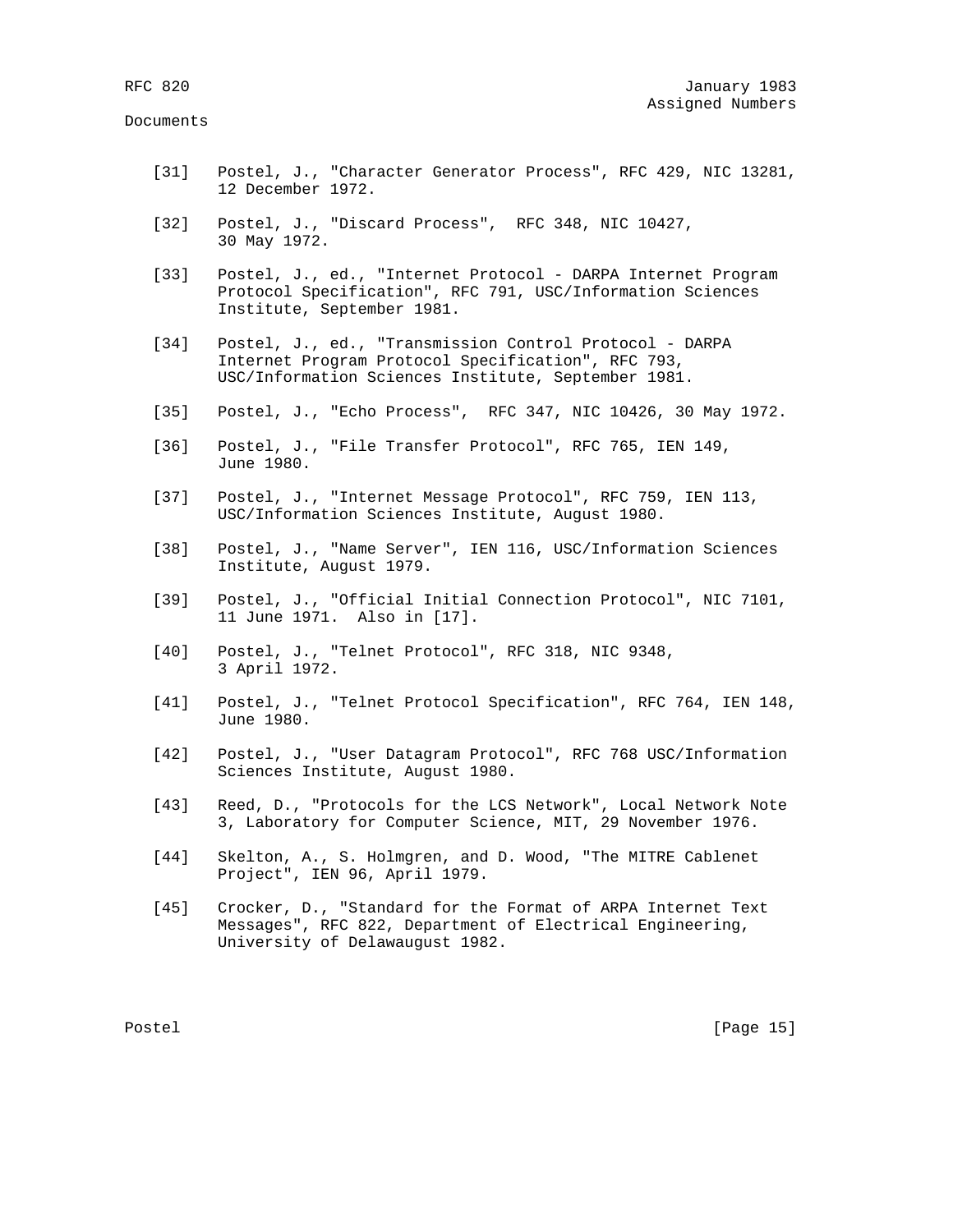Documents

[31] Postel, J., "Character Generator Process", RFC 429, NIC 13281, 12 December 1972.

[32] Postel, J., "Discard Process", RFC 348, NIC 10427, 30 May 1972.

[33] Postel, J., ed., "Internet Protocol - DARPA Internet Program Protocol Specification", RFC 791, USC/Information Sciences Institute, September 1981.

[34] Postel, J., ed., "Transmission Control Protocol - DARPA Internet Program Protocol Specification", RFC 793, USC/Information Sciences Institute, September 1981.

[35] Postel, J., "Echo Process", RFC 347, NIC 10426, 30 May 1972.

[36] Postel, J., "File Transfer Protocol", RFC 765, IEN 149, June 1980.

[37] Postel, J., "Internet Message Protocol", RFC 759, IEN 113, USC/Information Sciences Institute, August 1980.

[38] Postel, J., "Name Server", IEN 116, USC/Information Sciences Institute, August 1979.

[39] Postel, J., "Official Initial Connection Protocol", NIC 7101, 11 June 1971. Also in [17].

[40] Postel, J., "Telnet Protocol", RFC 318, NIC 9348, 3 April 1972.

[41] Postel, J., "Telnet Protocol Specification", RFC 764, IEN 148, June 1980.

[42] Postel, J., "User Datagram Protocol", RFC 768 USC/Information Sciences Institute, August 1980.

[43] Reed, D., "Protocols for the LCS Network", Local Network Note 3, Laboratory for Computer Science, MIT, 29 November 1976.

[44] Skelton, A., S. Holmgren, and D. Wood, "The MITRE Cablenet Project", IEN 96, April 1979.

[45] Crocker, D., "Standard for the Format of ARPA Internet Text Messages", RFC 822, Department of Electrical Engineering, University of Delawaugust 1982.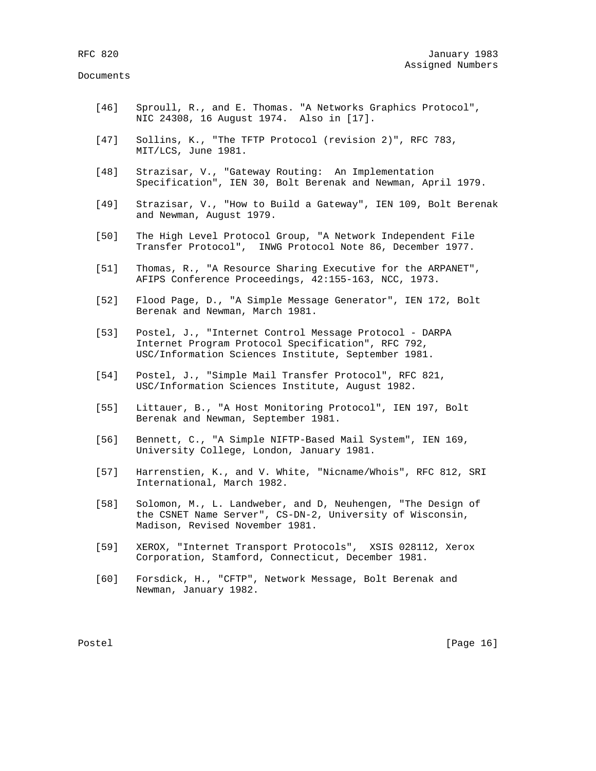Documents

[46] Sproull, R., and E. Thomas. "A Networks Graphics Protocol", NIC 24308, 16 August 1974. Also in [17].

[47] Sollins, K., "The TFTP Protocol (revision 2)", RFC 783, MIT/LCS, June 1981.

[48] Strazisar, V., "Gateway Routing: An Implementation Specification", IEN 30, Bolt Berenak and Newman, April 1979.

[49] Strazisar, V., "How to Build a Gateway", IEN 109, Bolt Berenak and Newman, August 1979.

[50] The High Level Protocol Group, "A Network Independent File Transfer Protocol", INWG Protocol Note 86, December 1977.

[51] Thomas, R., "A Resource Sharing Executive for the ARPANET", AFIPS Conference Proceedings, 42:155-163, NCC, 1973.

[52] Flood Page, D., "A Simple Message Generator", IEN 172, Bolt Berenak and Newman, March 1981.

[53] Postel, J., "Internet Control Message Protocol - DARPA Internet Program Protocol Specification", RFC 792, USC/Information Sciences Institute, September 1981.

[54] Postel, J., "Simple Mail Transfer Protocol", RFC 821, USC/Information Sciences Institute, August 1982.

[55] Littauer, B., "A Host Monitoring Protocol", IEN 197, Bolt Berenak and Newman, September 1981.

[56] Bennett, C., "A Simple NIFTP-Based Mail System", IEN 169, University College, London, January 1981.

[57] Harrenstien, K., and V. White, "Nicname/Whois", RFC 812, SRI International, March 1982.

[58] Solomon, M., L. Landweber, and D, Neuhengen, "The Design of the CSNET Name Server", CS-DN-2, University of Wisconsin, Madison, Revised November 1981.

[59] XEROX, "Internet Transport Protocols", XSIS 028112, Xerox Corporation, Stamford, Connecticut, December 1981.

[60] Forsdick, H., "CFTP", Network Message, Bolt Berenak and Newman, January 1982.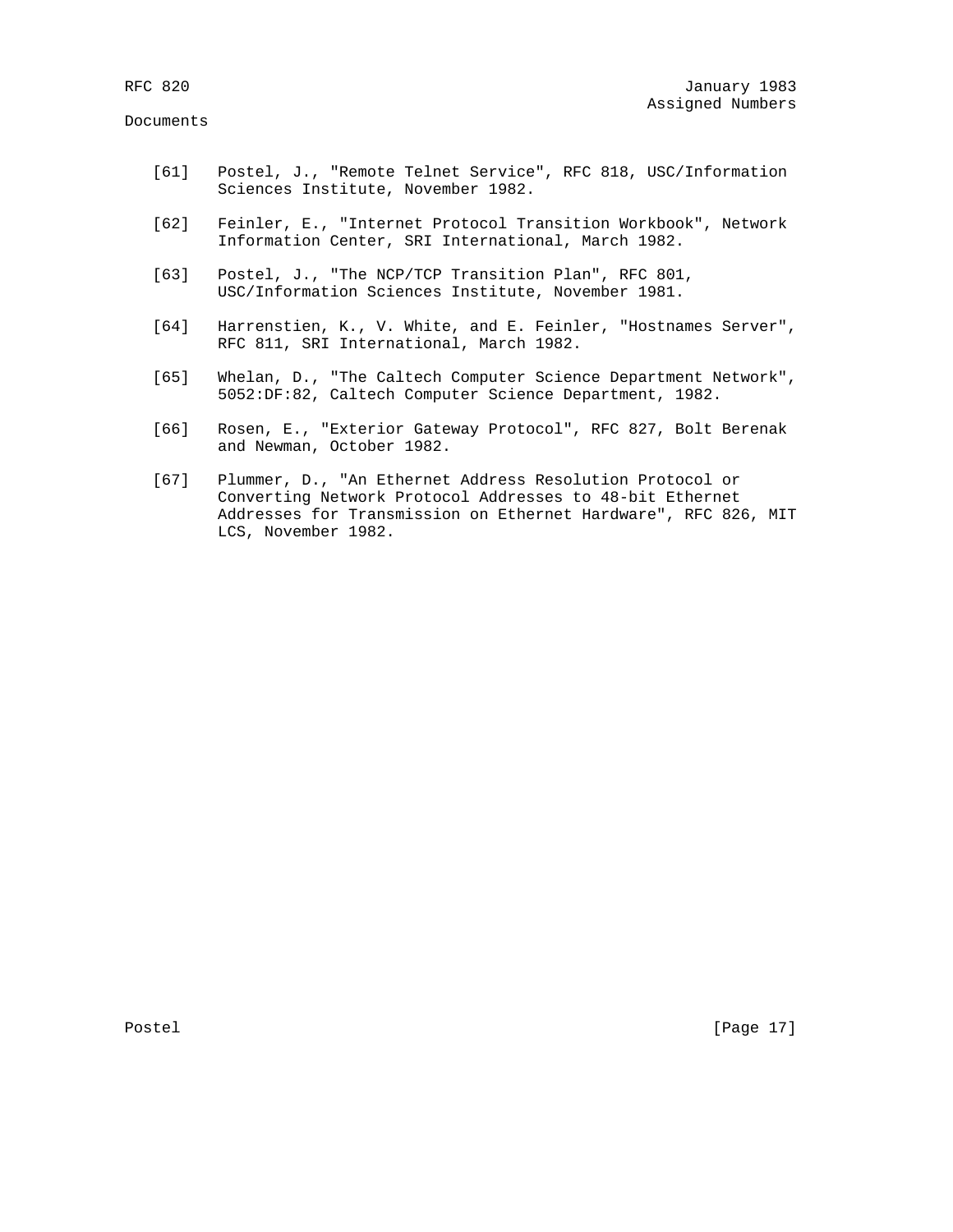Documents

[61] Postel, J., "Remote Telnet Service", RFC 818, USC/Information Sciences Institute, November 1982.

[62] Feinler, E., "Internet Protocol Transition Workbook", Network Information Center, SRI International, March 1982.

[63] Postel, J., "The NCP/TCP Transition Plan", RFC 801, USC/Information Sciences Institute, November 1981.

[64] Harrenstien, K., V. White, and E. Feinler, "Hostnames Server", RFC 811, SRI International, March 1982.

[65] Whelan, D., "The Caltech Computer Science Department Network", 5052:DF:82, Caltech Computer Science Department, 1982.

[66] Rosen, E., "Exterior Gateway Protocol", RFC 827, Bolt Berenak and Newman, October 1982.

[67] Plummer, D., "An Ethernet Address Resolution Protocol or Converting Network Protocol Addresses to 48-bit Ethernet Addresses for Transmission on Ethernet Hardware", RFC 826, MIT LCS, November 1982.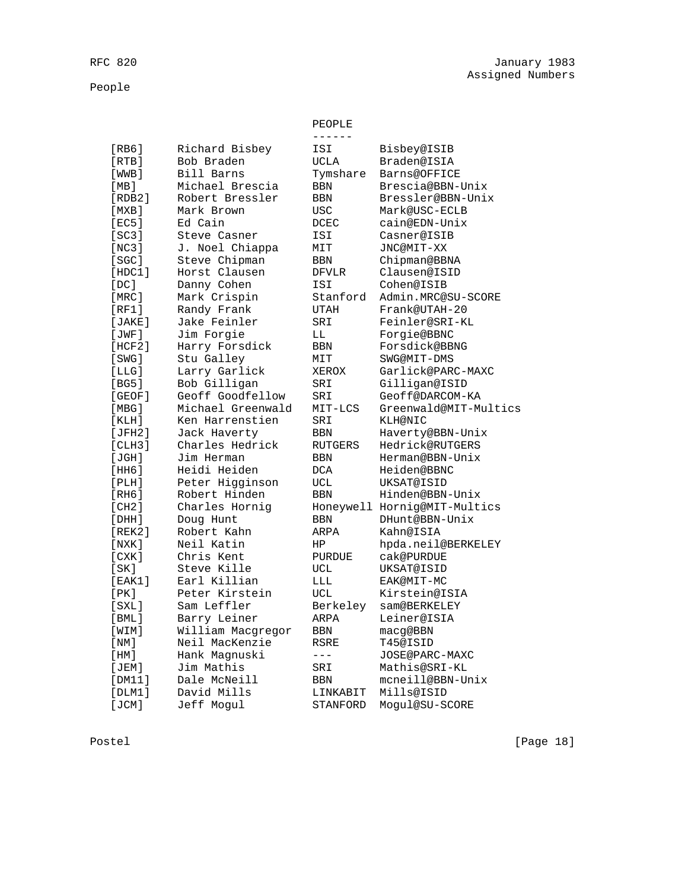People

# PEOPLE

| | | | |
|---|---|---|---|
| [RB6] | Richard Bisbey | ISI | Bisbey@ISIB |
| [RTB] | Bob Braden | UCLA | Braden@ISIA |
| [WWB] | Bill Barns | Tymshare | Barns@OFFICE |
| [MB] | Michael Brescia | BBN | Brescia@BBN-Unix |
| [RDB2] | Robert Bressler | BBN | Bressler@BBN-Unix |
| [MXB] | Mark Brown | USC | Mark@USC-ECLB |
| [EC5] | Ed Cain | DCEC | cain@EDN-Unix |
| [SC3] | Steve Casner | ISI | Casner@ISIB |
| [NC3] | J. Noel Chiappa | MIT | JNC@MIT-XX |
| [SGC] | Steve Chipman | BBN | Chipman@BBNA |
| [HDC1] | Horst Clausen | DFVLR | Clausen@ISID |
| [DC] | Danny Cohen | ISI | Cohen@ISIB |
| [MRC] | Mark Crispin | Stanford | Admin.MRC@SU-SCORE |
| [RF1] | Randy Frank | UTAH | Frank@UTAH-20 |
| [JAKE] | Jake Feinler | SRI | Feinler@SRI-KL |
| [JWF] | Jim Forgie | LL | Forgie@BBNC |
| [HCF2] | Harry Forsdick | BBN | Forsdick@BBNG |
| [SWG] | Stu Galley | MIT | SWG@MIT-DMS |
| [LLG] | Larry Garlick | XEROX | Garlick@PARC-MAXC |
| [BG5] | Bob Gilligan | SRI | Gilligan@ISID |
| [GEOF] | Geoff Goodfellow | SRI | Geoff@DARCOM-KA |
| [MBG] | Michael Greenwald | MIT-LCS | Greenwald@MIT-Multics |
| [KLH] | Ken Harrenstien | SRI | KLH@NIC |
| [JFH2] | Jack Haverty | BBN | Haverty@BBN-Unix |
| [CLH3] | Charles Hedrick | RUTGERS | Hedrick@RUTGERS |
| [JGH] | Jim Herman | BBN | Herman@BBN-Unix |
| [HH6] | Heidi Heiden | DCA | Heiden@BBNC |
| [PLH] | Peter Higginson | UCL | UKSAT@ISID |
| [RH6] | Robert Hinden | BBN | Hinden@BBN-Unix |
| [CH2] | Charles Hornig | Honeywell | Hornig@MIT-Multics |
| [DHH] | Doug Hunt | BBN | DHunt@BBN-Unix |
| [REK2] | Robert Kahn | ARPA | Kahn@ISIA |
| [NXK] | Neil Katin | HP | hpda.neil@BERKELEY |
| [CXK] | Chris Kent | PURDUE | cak@PURDUE |
| [SK] | Steve Kille | UCL | UKSAT@ISID |
| [EAK1] | Earl Killian | LLL | EAK@MIT-MC |
| [PK] | Peter Kirstein | UCL | Kirstein@ISIA |
| [SXL] | Sam Leffler | Berkeley | sam@BERKELEY |
| [BML] | Barry Leiner | ARPA | Leiner@ISIA |
| [WIM] | William Macgregor | BBN | macg@BBN |
| [NM] | Neil MacKenzie | RSRE | T45@ISID |
| [HM] | Hank Magnuski | --- | JOSE@PARC-MAXC |
| [JEM] | Jim Mathis | SRI | Mathis@SRI-KL |
| [DM11] | Dale McNeill | BBN | mcneill@BBN-Unix |
| [DLM1] | David Mills | LINKABIT | Mills@ISID |
| [JCM] | Jeff Mogul | STANFORD | Mogul@SU-SCORE |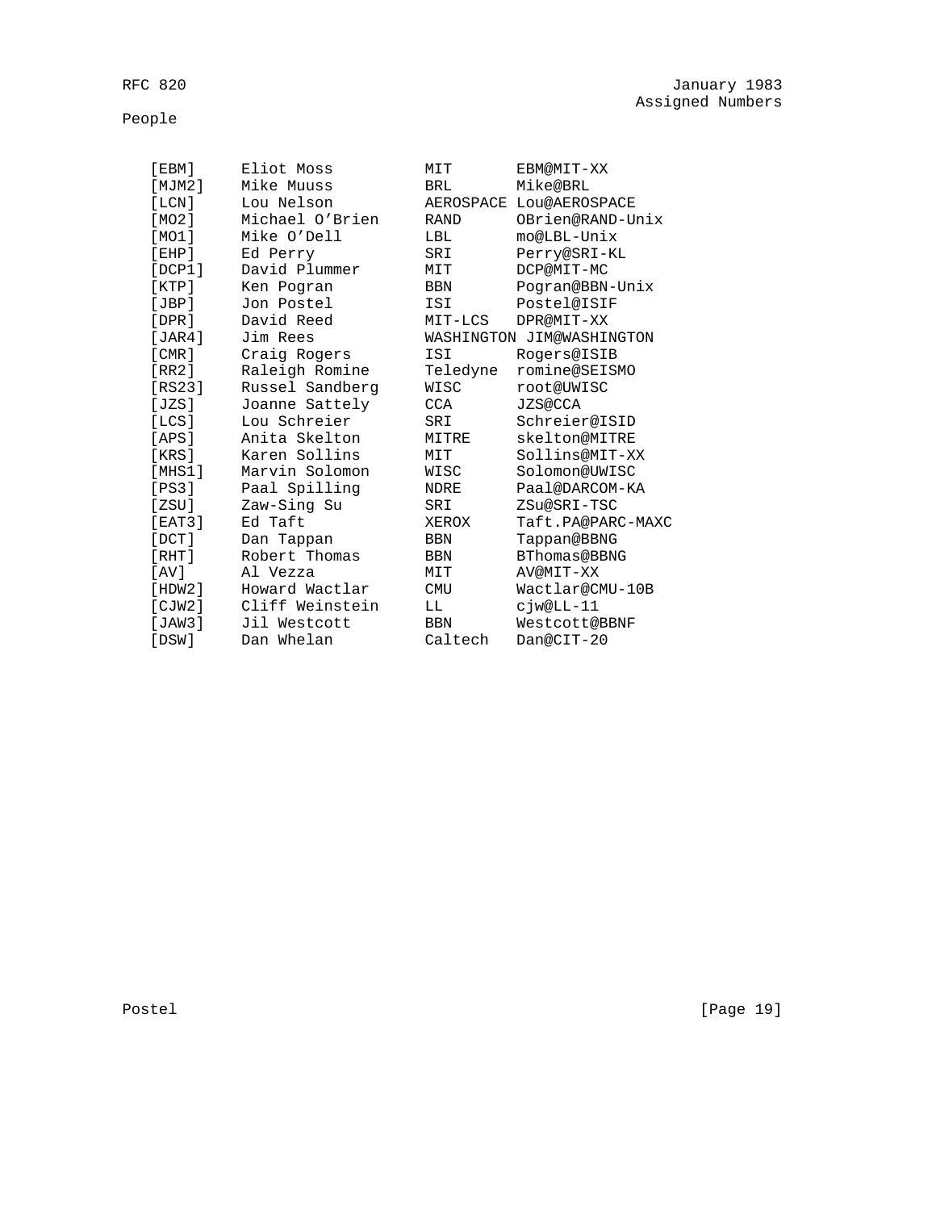People

| | | | |
|---|---|---|---|
| [EBM] | Eliot Moss | MIT | EBM@MIT-XX |
| [MJM2] | Mike Muuss | BRL | Mike@BRL |
| [LCN] | Lou Nelson | AEROSPACE | Lou@AEROSPACE |
| [MO2] | Michael O'Brien | RAND | OBrien@RAND-Unix |
| [MO1] | Mike O'Dell | LBL | mo@LBL-Unix |
| [EHP] | Ed Perry | SRI | Perry@SRI-KL |
| [DCP1] | David Plummer | MIT | DCP@MIT-MC |
| [KTP] | Ken Pogran | BBN | Pogran@BBN-Unix |
| [JBP] | Jon Postel | ISI | Postel@ISIF |
| [DPR] | David Reed | MIT-LCS | DPR@MIT-XX |
| [JAR4] | Jim Rees | WASHINGTON | JIM@WASHINGTON |
| [CMR] | Craig Rogers | ISI | Rogers@ISIB |
| [RR2] | Raleigh Romine | Teledyne | romine@SEISMO |
| [RS23] | Russel Sandberg | WISC | root@UWISC |
| [JZS] | Joanne Sattely | CCA | JZS@CCA |
| [LCS] | Lou Schreier | SRI | Schreier@ISID |
| [APS] | Anita Skelton | MITRE | skelton@MITRE |
| [KRS] | Karen Sollins | MIT | Sollins@MIT-XX |
| [MHS1] | Marvin Solomon | WISC | Solomon@UWISC |
| [PS3] | Paal Spilling | NDRE | Paal@DARCOM-KA |
| [ZSU] | Zaw-Sing Su | SRI | ZSu@SRI-TSC |
| [EAT3] | Ed Taft | XEROX | Taft.PA@PARC-MAXC |
| [DCT] | Dan Tappan | BBN | Tappan@BBNG |
| [RHT] | Robert Thomas | BBN | BThomas@BBNG |
| [AV] | Al Vezza | MIT | AV@MIT-XX |
| [HDW2] | Howard Wactlar | CMU | Wactlar@CMU-10B |
| [CJW2] | Cliff Weinstein | LL | cjw@LL-11 |
| [JAW3] | Jil Westcott | BBN | Westcott@BBNF |
| [DSW] | Dan Whelan | Caltech | Dan@CIT-20 |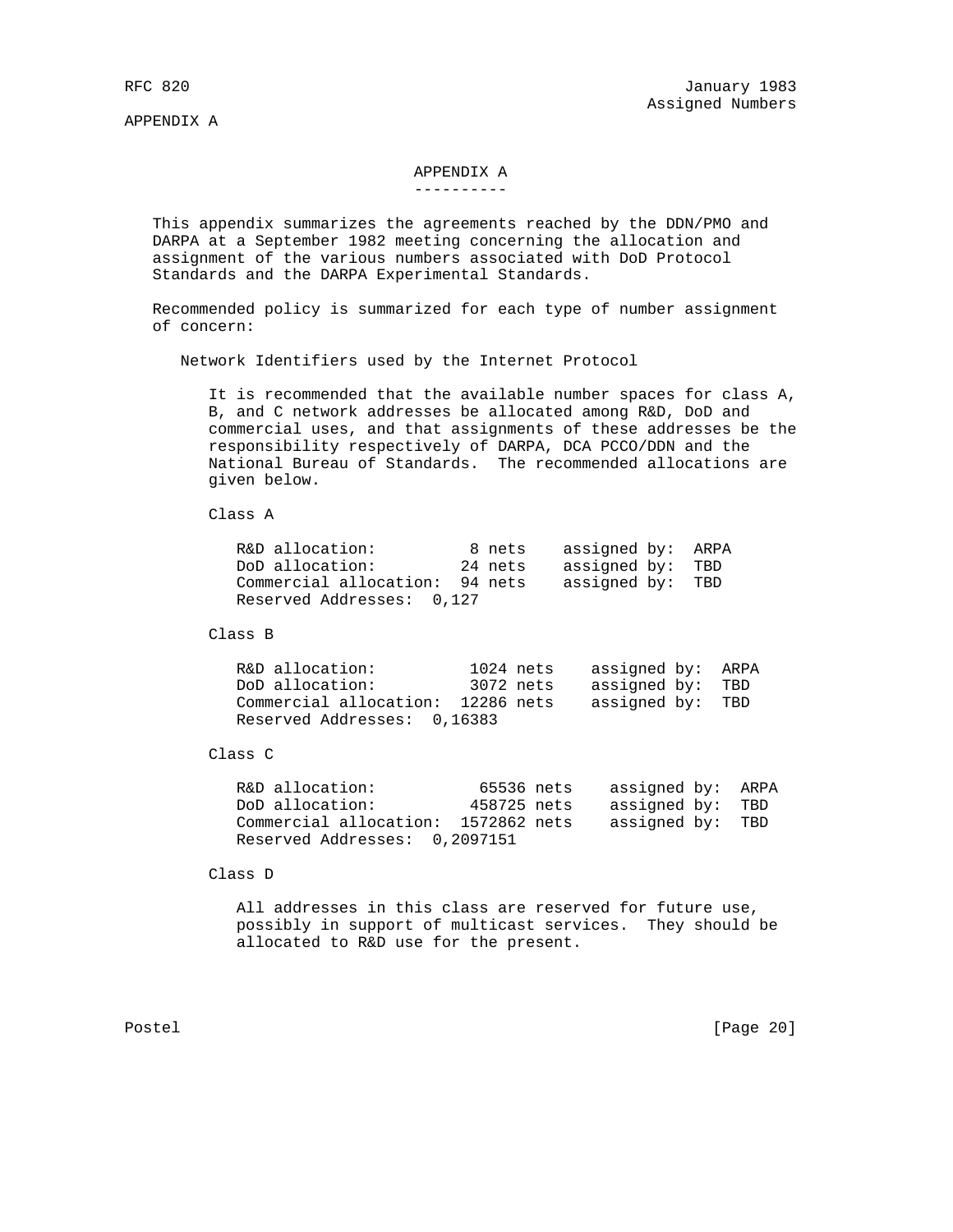## APPENDIX A

This appendix summarizes the agreements reached by the DDN/PMO and DARPA at a September 1982 meeting concerning the allocation and assignment of the various numbers associated with DoD Protocol Standards and the DARPA Experimental Standards.

Recommended policy is summarized for each type of number assignment of concern:

### Network Identifiers used by the Internet Protocol

It is recommended that the available number spaces for class A, B, and C network addresses be allocated among R&D, DoD and commercial uses, and that assignments of these addresses be the responsibility respectively of DARPA, DCA PCCO/DDN and the National Bureau of Standards. The recommended allocations are given below.

Class A

```
R&D allocation:          8 nets    assigned by:  ARPA
DoD allocation:         24 nets    assigned by:  TBD
Commercial allocation:  94 nets    assigned by:  TBD
Reserved Addresses:  0,127
```

Class B

```
R&D allocation:          1024 nets    assigned by:  ARPA
DoD allocation:          3072 nets    assigned by:  TBD
Commercial allocation:  12286 nets    assigned by:  TBD
Reserved Addresses:  0,16383
```

Class C

```
R&D allocation:           65536 nets    assigned by:  ARPA
DoD allocation:          458725 nets    assigned by:  TBD
Commercial allocation:  1572862 nets    assigned by:  TBD
Reserved Addresses:  0,2097151
```

Class D

All addresses in this class are reserved for future use, possibly in support of multicast services. They should be allocated to R&D use for the present.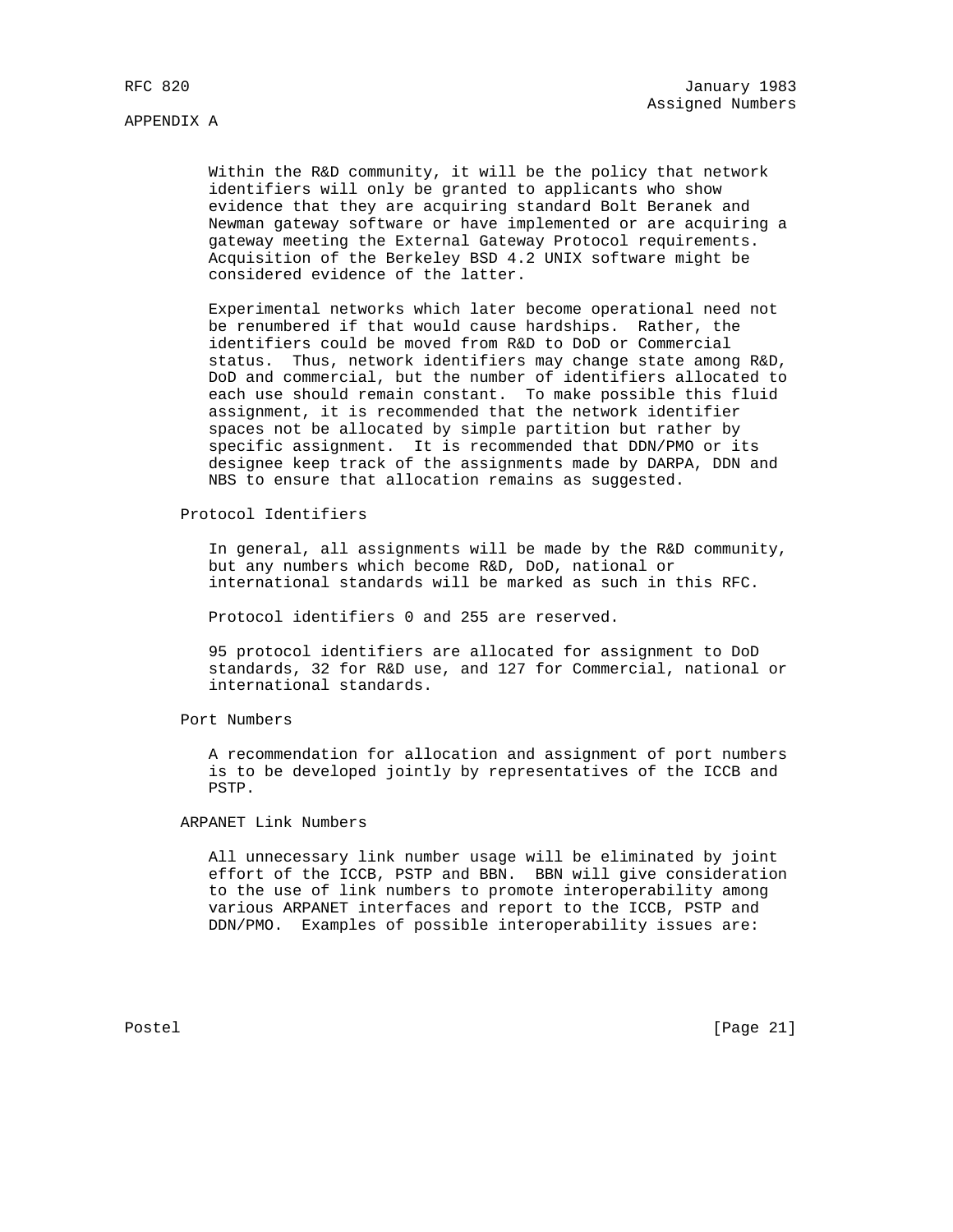Within the R&D community, it will be the policy that network identifiers will only be granted to applicants who show evidence that they are acquiring standard Bolt Beranek and Newman gateway software or have implemented or are acquiring a gateway meeting the External Gateway Protocol requirements. Acquisition of the Berkeley BSD 4.2 UNIX software might be considered evidence of the latter.

Experimental networks which later become operational need not be renumbered if that would cause hardships. Rather, the identifiers could be moved from R&D to DoD or Commercial status. Thus, network identifiers may change state among R&D, DoD and commercial, but the number of identifiers allocated to each use should remain constant. To make possible this fluid assignment, it is recommended that the network identifier spaces not be allocated by simple partition but rather by specific assignment. It is recommended that DDN/PMO or its designee keep track of the assignments made by DARPA, DDN and NBS to ensure that allocation remains as suggested.

### Protocol Identifiers

In general, all assignments will be made by the R&D community, but any numbers which become R&D, DoD, national or international standards will be marked as such in this RFC.

Protocol identifiers 0 and 255 are reserved.

95 protocol identifiers are allocated for assignment to DoD standards, 32 for R&D use, and 127 for Commercial, national or international standards.

### Port Numbers

A recommendation for allocation and assignment of port numbers is to be developed jointly by representatives of the ICCB and PSTP.

### ARPANET Link Numbers

All unnecessary link number usage will be eliminated by joint effort of the ICCB, PSTP and BBN. BBN will give consideration to the use of link numbers to promote interoperability among various ARPANET interfaces and report to the ICCB, PSTP and DDN/PMO. Examples of possible interoperability issues are: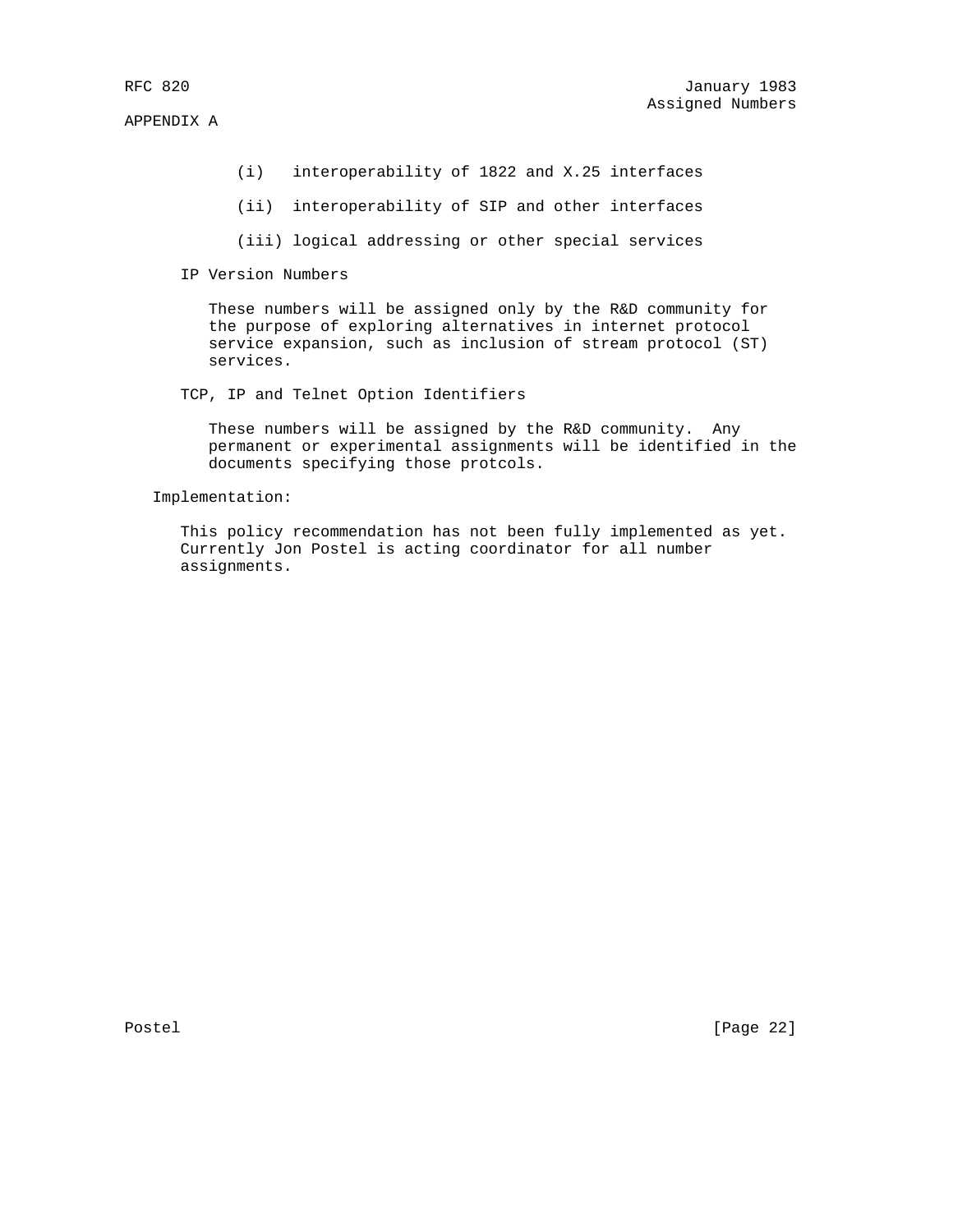(i) interoperability of 1822 and X.25 interfaces

(ii) interoperability of SIP and other interfaces

(iii) logical addressing or other special services

IP Version Numbers

These numbers will be assigned only by the R&D community for the purpose of exploring alternatives in internet protocol service expansion, such as inclusion of stream protocol (ST) services.

TCP, IP and Telnet Option Identifiers

These numbers will be assigned by the R&D community. Any permanent or experimental assignments will be identified in the documents specifying those protcols.

Implementation:

This policy recommendation has not been fully implemented as yet. Currently Jon Postel is acting coordinator for all number assignments.